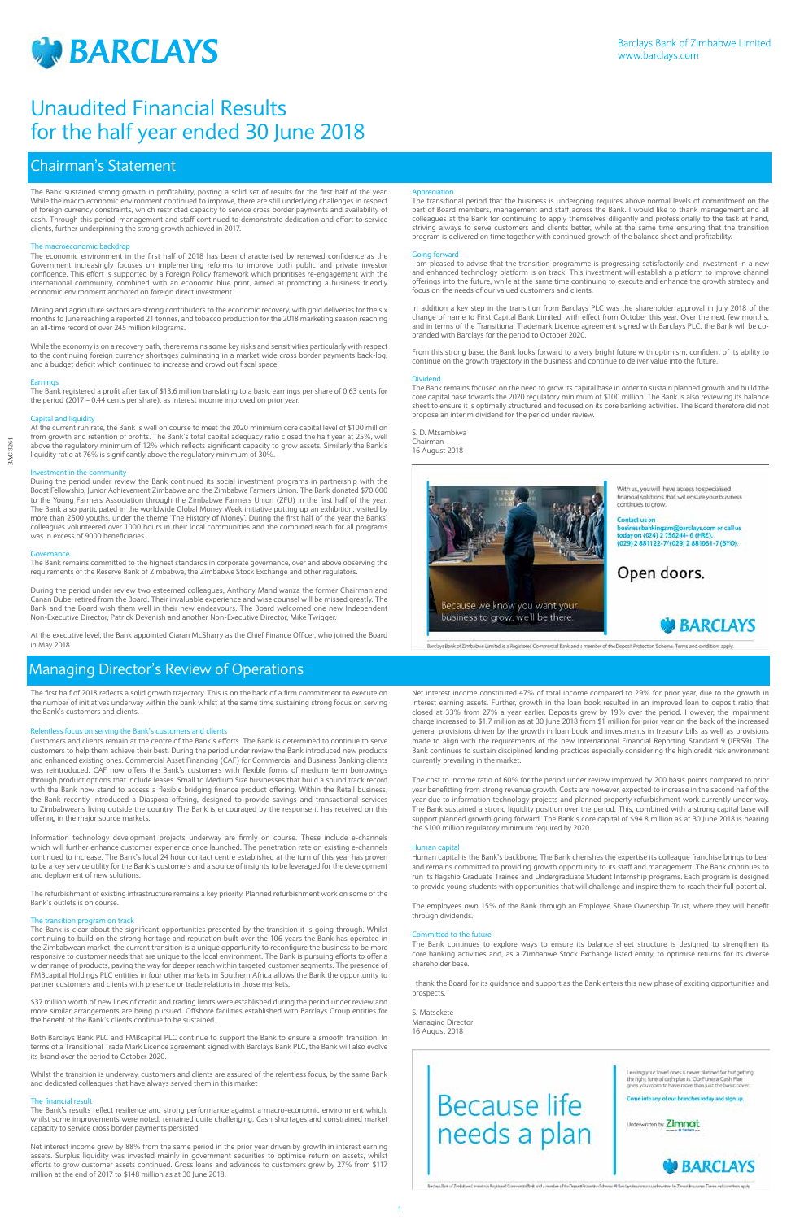# BARCLAYS

Barclays Bank of Zimbabwe Limited
www.barclays.com

# Unaudited Financial Results for the half year ended 30 June 2018

## Chairman's Statement

The Bank sustained strong growth in profitability, posting a solid set of results for the first half of the year. While the macro economic environment continued to improve, there are still underlying challenges in respect of foreign currency constraints, which restricted capacity to service cross border payments and availability of cash. Through this period, management and staff continued to demonstrate dedication and effort to service clients, further underpinning the strong growth achieved in 2017.

### The macroeconomic backdrop

The economic environment in the first half of 2018 has been characterised by renewed confidence as the Government increasingly focuses on implementing reforms to improve both public and private investor confidence. This effort is supported by a Foreign Policy framework which prioritises re-engagement with the international community, combined with an economic blue print, aimed at promoting a business friendly economic environment anchored on foreign direct investment.

Mining and agriculture sectors are strong contributors to the economic recovery, with gold deliveries for the six months to June reaching a reported 21 tonnes, and tobacco production for the 2018 marketing season reaching an all-time record of over 245 million kilograms.

While the economy is on a recovery path, there remains some key risks and sensitivities particularly with respect to the continuing foreign currency shortages culminating in a market wide cross border payments back-log, and a budget deficit which continued to increase and crowd out fiscal space.

### Earnings

The Bank registered a profit after tax of $13.6 million translating to a basic earnings per share of 0.63 cents for the period (2017 – 0.44 cents per share), as interest income improved on prior year.

### Capital and liquidity

At the current run rate, the Bank is well on course to meet the 2020 minimum core capital level of $100 million from growth and retention of profits. The Bank's total capital adequacy ratio closed the half year at 25%, well above the regulatory minimum of 12% which reflects significant capacity to grow assets. Similarly the Bank's liquidity ratio at 76% is significantly above the regulatory minimum of 30%.

### Investment in the community

During the period under review the Bank continued its social investment programs in partnership with the Boost Fellowship, Junior Achievement Zimbabwe and the Zimbabwe Farmers Union. The Bank donated $70 000 to the Young Farmers Association through the Zimbabwe Farmers Union (ZFU) in the first half of the year. The Bank also participated in the worldwide Global Money Week initiative putting up an exhibition, visited by more than 2500 youths, under the theme 'The History of Money'. During the first half of the year the Banks' colleagues volunteered over 1000 hours in their local communities and the combined reach for all programs was in excess of 9000 beneficiaries.

### Governance

The Bank remains committed to the highest standards in corporate governance, over and above observing the requirements of the Reserve Bank of Zimbabwe, the Zimbabwe Stock Exchange and other regulators.

During the period under review two esteemed colleagues, Anthony Mandiwanza the former Chairman and Canan Dube, retired from the Board. Their invaluable experience and wise counsel will be missed greatly. The Bank and the Board wish them well in their new endeavours. The Board welcomed one new Independent Non-Executive Director, Patrick Devenish and another Non-Executive Director, Mike Twigger.

At the executive level, the Bank appointed Ciaran McSharry as the Chief Finance Officer, who joined the Board in May 2018.

### Appreciation

The transitional period that the business is undergoing requires above normal levels of commitment on the part of Board members, management and staff across the Bank. I would like to thank management and all colleagues at the Bank for continuing to apply themselves diligently and professionally to the task at hand, striving always to serve customers and clients better, while at the same time ensuring that the transition program is delivered on time together with continued growth of the balance sheet and profitability.

### Going forward

I am pleased to advise that the transition programme is progressing satisfactorily and investment in a new and enhanced technology platform is on track. This investment will establish a platform to improve channel offerings into the future, while at the same time continuing to execute and enhance the growth strategy and focus on the needs of our valued customers and clients.

In addition a key step in the transition from Barclays PLC was the shareholder approval in July 2018 of the change of name to First Capital Bank Limited, with effect from October this year. Over the next few months, and in terms of the Transitional Trademark Licence agreement signed with Barclays PLC, the Bank will be co-branded with Barclays for the period to October 2020.

From this strong base, the Bank looks forward to a very bright future with optimism, confident of its ability to continue on the growth trajectory in the business and continue to deliver value into the future.

### Dividend

The Bank remains focused on the need to grow its capital base in order to sustain planned growth and build the core capital base towards the 2020 regulatory minimum of $100 million. The Bank is also reviewing its balance sheet to ensure it is optimally structured and focused on its core banking activities. The Board therefore did not propose an interim dividend for the period under review.

S. D. Mtsambiwa
Chairman
16 August 2018

With us, you will have access to specialised financial solutions that will ensure your business continues to grow.

**Contact us on**
**businessbankingzim@barclays.com or call us today on (024) 2 756244- 6 (HRE), (029) 2 881122-7/(029) 2 881061-7 (BYO).**

**Open doors.**

Because we know you want your business to grow, we'll be there.

BARCLAYS

Barclays Bank of Zimbabwe Limited is a Registered Commercial Bank and a member of the Deposit Protection Scheme. Terms and conditions apply.

## Managing Director's Review of Operations

The first half of 2018 reflects a solid growth trajectory. This is on the back of a firm commitment to execute on the number of initiatives underway within the bank whilst at the same time sustaining strong focus on serving the Bank's customers and clients.

### Relentless focus on serving the Bank's customers and clients

Customers and clients remain at the centre of the Bank's efforts. The Bank is determined to continue to serve customers to help them achieve their best. During the period under review the Bank introduced new products and enhanced existing ones. Commercial Asset Financing (CAF) for Commercial and Business Banking clients was reintroduced. CAF now offers the Bank's customers with flexible forms of medium term borrowings through product options that include leases. Small to Medium Size businesses that build a sound track record with the Bank now stand to access a flexible bridging finance product offering. Within the Retail business, the Bank recently introduced a Diaspora offering, designed to provide savings and transactional services to Zimbabweans living outside the country. The Bank is encouraged by the response it has received on this offering in the major source markets.

Information technology development projects underway are firmly on course. These include e-channels which will further enhance customer experience once launched. The penetration rate on existing e-channels continued to increase. The Bank's local 24 hour contact centre established at the turn of this year has proven to be a key service utility for the Bank's customers and a source of insights to be leveraged for the development and deployment of new solutions.

The refurbishment of existing infrastructure remains a key priority. Planned refurbishment work on some of the Bank's outlets is on course.

### The transition program on track

The Bank is clear about the significant opportunities presented by the transition it is going through. Whilst continuing to build on the strong heritage and reputation built over the 106 years the Bank has operated in the Zimbabwean market, the current transition is a unique opportunity to reconfigure the business to be more responsive to customer needs that are unique to the local environment. The Bank is pursuing efforts to offer a wider range of products, paving the way for deeper reach within targeted customer segments. The presence of FMBcapital Holdings PLC entities in four other markets in Southern Africa allows the Bank the opportunity to partner customers and clients with presence or trade relations in those markets.

$37 million worth of new lines of credit and trading limits were established during the period under review and more similar arrangements are being pursued. Offshore facilities established with Barclays Group entities for the benefit of the Bank's clients continue to be sustained.

Both Barclays Bank PLC and FMBcapital PLC continue to support the Bank to ensure a smooth transition. In terms of a Transitional Trade Mark Licence agreement signed with Barclays Bank PLC, the Bank will also evolve its brand over the period to October 2020.

Whilst the transition is underway, customers and clients are assured of the relentless focus, by the same Bank and dedicated colleagues that have always served them in this market

### The financial result

The Bank's results reflect resilience and strong performance against a macro-economic environment which, whilst some improvements were noted, remained quite challenging. Cash shortages and constrained market capacity to service cross border payments persisted.

Net interest income grew by 88% from the same period in the prior year driven by growth in interest earning assets. Surplus liquidity was invested mainly in government securities to optimise return on assets, whilst efforts to grow customer assets continued. Gross loans and advances to customers grew by 27% from $117 million at the end of 2017 to $148 million as at 30 June 2018.

Net interest income constituted 47% of total income compared to 29% for prior year, due to the growth in interest earning assets. Further, growth in the loan book resulted in an improved loan to deposit ratio that closed at 33% from 27% a year earlier. Deposits grew by 19% over the period. However, the impairment charge increased to $1.7 million as at 30 June 2018 from $1 million for prior year on the back of the increased general provisions driven by the growth in loan book and investments in treasury bills as well as provisions made to align with the requirements of the new International Financial Reporting Standard 9 (IFRS9). The Bank continues to sustain disciplined lending practices especially considering the high credit risk environment currently prevailing in the market.

The cost to income ratio of 60% for the period under review improved by 200 basis points compared to prior year benefitting from strong revenue growth. Costs are however, expected to increase in the second half of the year due to information technology projects and planned property refurbishment work currently under way. The Bank sustained a strong liquidity position over the period. This, combined with a strong capital base will support planned growth going forward. The Bank's core capital of $94.8 million as at 30 June 2018 is nearing the $100 million regulatory minimum required by 2020.

### Human capital

Human capital is the Bank's backbone. The Bank cherishes the expertise its colleague franchise brings to bear and remains committed to providing growth opportunity to its staff and management. The Bank continues to run its flagship Graduate Trainee and Undergraduate Student Internship programs. Each program is designed to provide young students with opportunities that will challenge and inspire them to reach their full potential.

The employees own 15% of the Bank through an Employee Share Ownership Trust, where they will benefit through dividends.

### Committed to the future

The Bank continues to explore ways to ensure its balance sheet structure is designed to strengthen its core banking activities and, as a Zimbabwe Stock Exchange listed entity, to optimise returns for its diverse shareholder base.

I thank the Board for its guidance and support as the Bank enters this new phase of exciting opportunities and prospects.

S. Matsekete
Managing Director
16 August 2018

**Because life needs a plan**

Leaving your loved ones is never planned for but getting the right funeral cash plan is. Our Funeral Cash Plan gives you room to have more than just the basic cover.

**Come into any of our branches today and sign up.**

Underwritten by Zimnat

BARCLAYS

Barclays Bank of Zimbabwe Limited is a Registered Commercial Bank and a member of the Deposit Protection Scheme. All Barclays insurance is underwritten by Zimnat Insurance. Terms and conditions apply.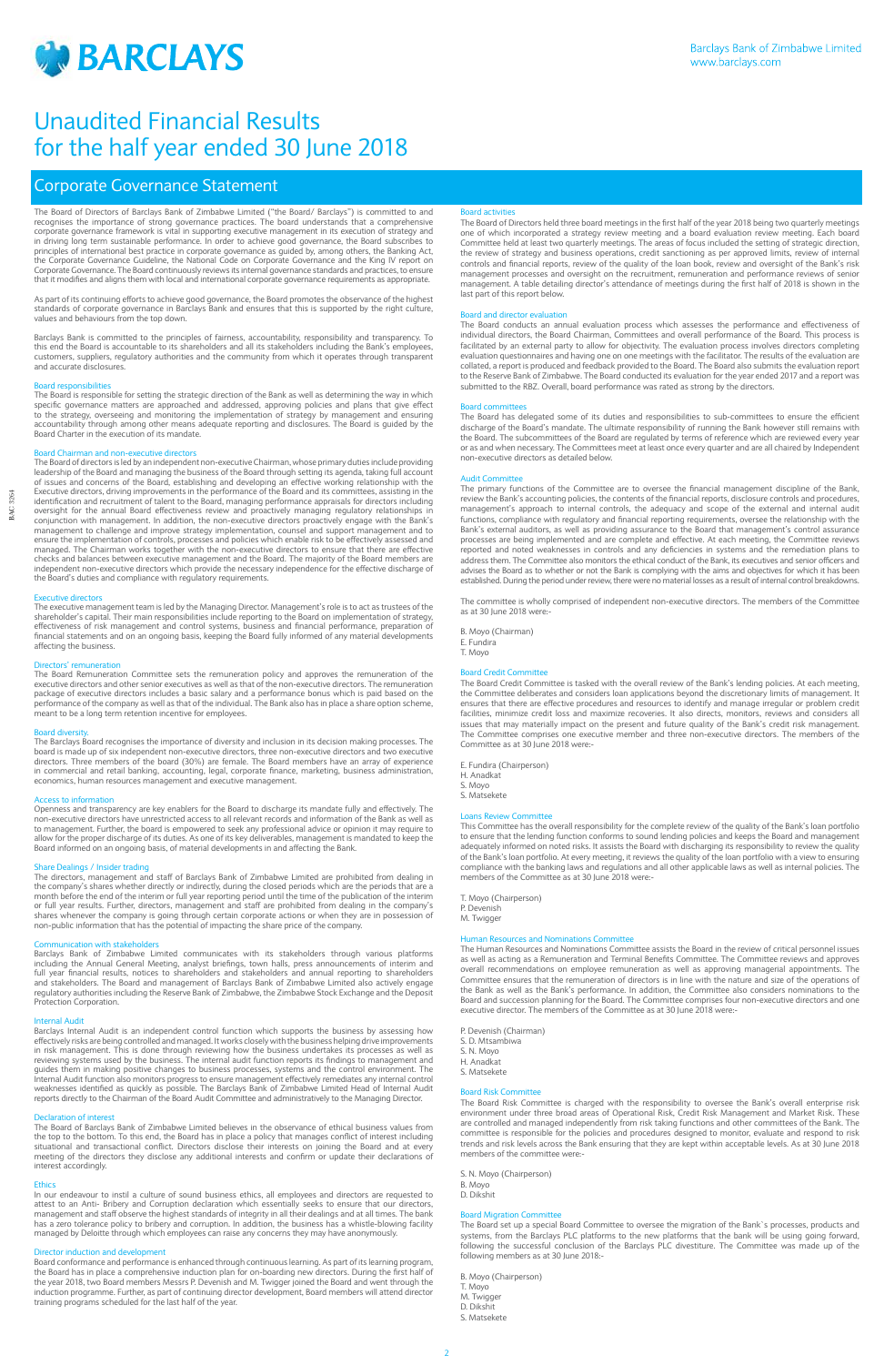# Unaudited Financial Results for the half year ended 30 June 2018

## Corporate Governance Statement

The Board of Directors of Barclays Bank of Zimbabwe Limited ("the Board/ Barclays") is committed to and recognises the importance of strong governance practices. The board understands that a comprehensive corporate governance framework is vital in supporting executive management in its execution of strategy and in driving long term sustainable performance. In order to achieve good governance, the Board subscribes to principles of international best practice in corporate governance as guided by, among others, the Banking Act, the Corporate Governance Guideline, the National Code on Corporate Governance and the King IV report on Corporate Governance. The Board continuously reviews its internal governance standards and practices, to ensure that it modifies and aligns them with local and international corporate governance requirements as appropriate.

As part of its continuing efforts to achieve good governance, the Board promotes the observance of the highest standards of corporate governance in Barclays Bank and ensures that this is supported by the right culture, values and behaviours from the top down.

Barclays Bank is committed to the principles of fairness, accountability, responsibility and transparency. To this end the Board is accountable to its shareholders and all its stakeholders including the Bank's employees, customers, suppliers, regulatory authorities and the community from which it operates through transparent and accurate disclosures.

### Board responsibilities

The Board is responsible for setting the strategic direction of the Bank as well as determining the way in which specific governance matters are approached and addressed, approving policies and plans that give effect to the strategy, overseeing and monitoring the implementation of strategy by management and ensuring accountability through among other means adequate reporting and disclosures. The Board is guided by the Board Charter in the execution of its mandate.

### Board Chairman and non-executive directors

The Board of directors is led by an independent non-executive Chairman, whose primary duties include providing leadership of the Board and managing the business of the Board through setting its agenda, taking full account of issues and concerns of the Board, establishing and developing an effective working relationship with the Executive directors, driving improvements in the performance of the Board and its committees, assisting in the identification and recruitment of talent to the Board, managing performance appraisals for directors including oversight for the annual Board effectiveness review and proactively managing regulatory relationships in conjunction with management. In addition, the non-executive directors proactively engage with the Bank's management to challenge and improve strategy implementation, counsel and support management and to ensure the implementation of controls, processes and policies which enable risk to be effectively assessed and managed. The Chairman works together with the non-executive directors to ensure that there are effective checks and balances between executive management and the Board. The majority of the Board members are independent non-executive directors which provide the necessary independence for the effective discharge of the Board's duties and compliance with regulatory requirements.

### Executive directors

The executive management team is led by the Managing Director. Management's role is to act as trustees of the shareholder's capital. Their main responsibilities include reporting to the Board on implementation of strategy, effectiveness of risk management and control systems, business and financial performance, preparation of financial statements and on an ongoing basis, keeping the Board fully informed of any material developments affecting the business.

### Directors' remuneration

The Board Remuneration Committee sets the remuneration policy and approves the remuneration of the executive directors and other senior executives as well as that of the non-executive directors. The remuneration package of executive directors includes a basic salary and a performance bonus which is paid based on the performance of the company as well as that of the individual. The Bank also has in place a share option scheme, meant to be a long term retention incentive for employees.

### Board diversity.

The Barclays Board recognises the importance of diversity and inclusion in its decision making processes. The board is made up of six independent non-executive directors, three non-executive directors and two executive directors. Three members of the board (30%) are female. The Board members have an array of experience in commercial and retail banking, accounting, legal, corporate finance, marketing, business administration, economics, human resources management and executive management.

### Access to information

Openness and transparency are key enablers for the Board to discharge its mandate fully and effectively. The non-executive directors have unrestricted access to all relevant records and information of the Bank as well as to management. Further, the board is empowered to seek any professional advice or opinion it may require to allow for the proper discharge of its duties. As one of its key deliverables, management is mandated to keep the Board informed on an ongoing basis, of material developments in and affecting the Bank.

### Share Dealings / Insider trading

The directors, management and staff of Barclays Bank of Zimbabwe Limited are prohibited from dealing in the company's shares whether directly or indirectly, during the closed periods which are the periods that are a month before the end of the interim or full year reporting period until the time of the publication of the interim or full year results. Further, directors, management and staff are prohibited from dealing in the company's shares whenever the company is going through certain corporate actions or when they are in possession of non-public information that has the potential of impacting the share price of the company.

### Communication with stakeholders

Barclays Bank of Zimbabwe Limited communicates with its stakeholders through various platforms including the Annual General Meeting, analyst briefings, town halls, press announcements of interim and full year financial results, notices to shareholders and stakeholders and annual reporting to shareholders and stakeholders. The Board and management of Barclays Bank of Zimbabwe Limited also actively engage regulatory authorities including the Reserve Bank of Zimbabwe, the Zimbabwe Stock Exchange and the Deposit Protection Corporation.

### Internal Audit

Barclays Internal Audit is an independent control function which supports the business by assessing how effectively risks are being controlled and managed. It works closely with the business helping drive improvements in risk management. This is done through reviewing how the business undertakes its processes as well as reviewing systems used by the business. The internal audit function reports its findings to management and guides them in making positive changes to business processes, systems and the control environment. The Internal Audit function also monitors progress to ensure management effectively remediates any internal control weaknesses identified as quickly as possible. The Barclays Bank of Zimbabwe Limited Head of Internal Audit reports directly to the Chairman of the Board Audit Committee and administratively to the Managing Director.

### Declaration of interest

The Board of Barclays Bank of Zimbabwe Limited believes in the observance of ethical business values from the top to the bottom. To this end, the Board has in place a policy that manages conflict of interest including situational and transactional conflict. Directors disclose their interests on joining the Board and at every meeting of the directors they disclose any additional interests and confirm or update their declarations of interest accordingly.

### Ethics

In our endeavour to instil a culture of sound business ethics, all employees and directors are requested to attest to an Anti- Bribery and Corruption declaration which essentially seeks to ensure that our directors, management and staff observe the highest standards of integrity in all their dealings and at all times. The bank has a zero tolerance policy to bribery and corruption. In addition, the business has a whistle-blowing facility managed by Deloitte through which employees can raise any concerns they may have anonymously.

### Director induction and development

Board conformance and performance is enhanced through continuous learning. As part of its learning program, the Board has in place a comprehensive induction plan for on-boarding new directors. During the first half of the year 2018, two board members Messrs P. Devenish and M. Twigger joined the Board and went through the induction programme. Further, as part of continuing director development, Board members will attend director training programs scheduled for the last half of the year.

### Board activities

The Board of Directors held three board meetings in the first half of the year 2018 being two quarterly meetings one of which incorporated a strategy review meeting and a board evaluation review meeting. Each board Committee held at least two quarterly meetings. The areas of focus included the setting of strategic direction, the review of strategy and business operations, credit sanctioning as per approved limits, review of internal controls and financial reports, review of the quality of the loan book, review and oversight of the Bank's risk management processes and oversight on the recruitment, remuneration and performance reviews of senior management. A table detailing director's attendance of meetings during the first half of 2018 is shown in the last part of this report below.

### Board and director evaluation

The Board conducts an annual evaluation process which assesses the performance and effectiveness of individual directors, the Board Chairman, Committees and overall performance of the Board. This process is facilitated by an external party to allow for objectivity. The evaluation process involves directors completing evaluation questionnaires and having one on one meetings with the facilitator. The results of the evaluation are collated, a report is produced and feedback provided to the Board. The Board also submits the evaluation report to the Reserve Bank of Zimbabwe. The Board conducted its evaluation for the year ended 2017 and a report was submitted to the RBZ. Overall, board performance was rated as strong by the directors.

### Board committees

The Board has delegated some of its duties and responsibilities to sub-committees to ensure the efficient discharge of the Board's mandate. The ultimate responsibility of running the Bank however still remains with the Board. The subcommittees of the Board are regulated by terms of reference which are reviewed every year or as and when necessary. The Committees meet at least once every quarter and are all chaired by Independent non-executive directors as detailed below.

### Audit Committee

The primary functions of the Committee are to oversee the financial management discipline of the Bank, review the Bank's accounting policies, the contents of the financial reports, disclosure controls and procedures, management's approach to internal controls, the adequacy and scope of the external and internal audit functions, compliance with regulatory and financial reporting requirements, oversee the relationship with the Bank's external auditors, as well as providing assurance to the Board that management's control assurance processes are being implemented and are complete and effective. At each meeting, the Committee reviews reported and noted weaknesses in controls and any deficiencies in systems and the remediation plans to address them. The Committee also monitors the ethical conduct of the Bank, its executives and senior officers and advises the Board as to whether or not the Bank is complying with the aims and objectives for which it has been established. During the period under review, there were no material losses as a result of internal control breakdowns.

The committee is wholly comprised of independent non-executive directors. The members of the Committee as at 30 June 2018 were:-

B. Moyo (Chairman)
E. Fundira
T. Moyo

### Board Credit Committee

The Board Credit Committee is tasked with the overall review of the Bank's lending policies. At each meeting, the Committee deliberates and considers loan applications beyond the discretionary limits of management. It ensures that there are effective procedures and resources to identify and manage irregular or problem credit facilities, minimize credit loss and maximize recoveries. It also directs, monitors, reviews and considers all issues that may materially impact on the present and future quality of the Bank's credit risk management. The Committee comprises one executive member and three non-executive directors. The members of the Committee as at 30 June 2018 were:-

E. Fundira (Chairperson)
H. Anadkat
S. Moyo
S. Matsekete

### Loans Review Committee

This Committee has the overall responsibility for the complete review of the quality of the Bank's loan portfolio to ensure that the lending function conforms to sound lending policies and keeps the Board and management adequately informed on noted risks. It assists the Board with discharging its responsibility to review the quality of the Bank's loan portfolio. At every meeting, it reviews the quality of the loan portfolio with a view to ensuring compliance with the banking laws and regulations and all other applicable laws as well as internal policies. The members of the Committee as at 30 June 2018 were:-

T. Moyo (Chairperson)
P. Devenish
M. Twigger

### Human Resources and Nominations Committee

The Human Resources and Nominations Committee assists the Board in the review of critical personnel issues as well as acting as a Remuneration and Terminal Benefits Committee. The Committee reviews and approves overall recommendations on employee remuneration as well as approving managerial appointments. The Committee ensures that the remuneration of directors is in line with the nature and size of the operations of the Bank as well as the Bank's performance. In addition, the Committee also considers nominations to the Board and succession planning for the Board. The Committee comprises four non-executive directors and one executive director. The members of the Committee as at 30 June 2018 were:-

P. Devenish (Chairman)
S. D. Mtsambiwa
S. N. Moyo
H. Anadkat
S. Matsekete

### Board Risk Committee

The Board Risk Committee is charged with the responsibility to oversee the Bank's overall enterprise risk environment under three broad areas of Operational Risk, Credit Risk Management and Market Risk. These are controlled and managed independently from risk taking functions and other committees of the Bank. The committee is responsible for the policies and procedures designed to monitor, evaluate and respond to risk trends and risk levels across the Bank ensuring that they are kept within acceptable levels. As at 30 June 2018 members of the committee were:-

S. N. Moyo (Chairperson)
B. Moyo
D. Dikshit

### Board Migration Committee

The Board set up a special Board Committee to oversee the migration of the Bank`s processes, products and systems, from the Barclays PLC platforms to the new platforms that the bank will be using going forward, following the successful conclusion of the Barclays PLC divestiture. The Committee was made up of the following members as at 30 June 2018:-

B. Moyo (Chairperson)
T. Moyo
M. Twigger
D. Dikshit
S. Matsekete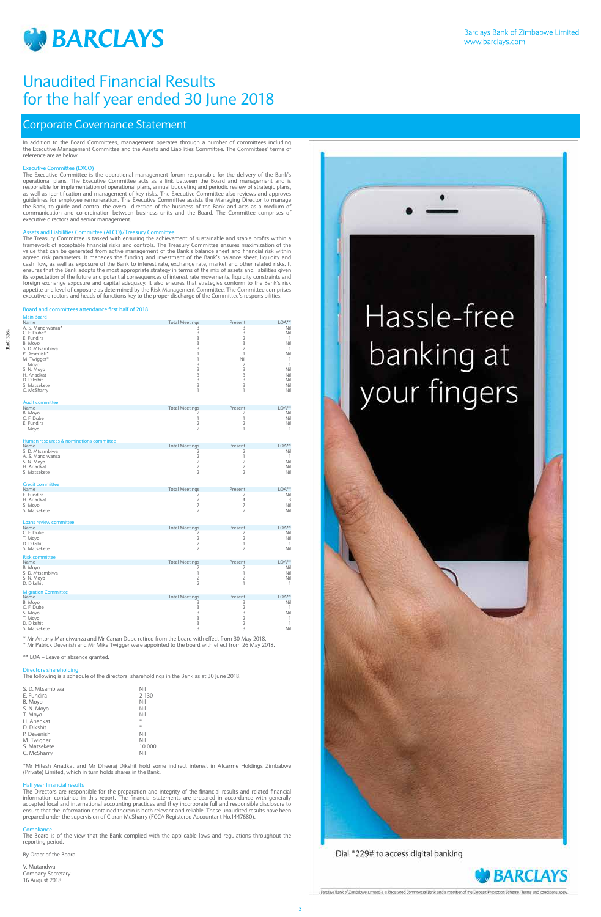# Unaudited Financial Results for the half year ended 30 June 2018

## Corporate Governance Statement

In addition to the Board Committees, management operates through a number of committees including the Executive Management Committee and the Assets and Liabilities Committee. The Committees' terms of reference are as below.

### Executive Committee (EXCO)

The Executive Committee is the operational management forum responsible for the delivery of the Bank's operational plans. The Executive Committee acts as a link between the Board and management and is responsible for implementation of operational plans, annual budgeting and periodic review of strategic plans, as well as identification and management of key risks. The Executive Committee also reviews and approves guidelines for employee remuneration. The Executive Committee assists the Managing Director to manage the Bank, to guide and control the overall direction of the business of the Bank and acts as a medium of communication and co-ordination between business units and the Board. The Committee comprises of executive directors and senior management.

### Assets and Liabilities Committee (ALCO)/Treasury Committee

The Treasury Committee is tasked with ensuring the achievement of sustainable and stable profits within a framework of acceptable financial risks and controls. The Treasury Committee ensures maximization of the value that can be generated from active management of the Bank's balance sheet and financial risk within agreed risk parameters. It manages the funding and investment of the Bank's balance sheet, liquidity and cash flow, as well as exposure of the Bank to interest rate, exchange rate, market and other related risks. It ensures that the Bank adopts the most appropriate strategy in terms of the mix of assets and liabilities given its expectation of the future and potential consequences of interest rate movements, liquidity constraints and foreign exchange exposure and capital adequacy. It also ensures that strategies conform to the Bank's risk appetite and level of exposure as determined by the Risk Management Committee. The Committee comprises executive directors and heads of functions key to the proper discharge of the Committee's responsibilities.

### Board and committees attendance first half of 2018

**Main Board**

| Name | Total Meetings | Present | LOA** |
|---|---|---|---|
| A. S. Mandiwanza* | 3 | 3 | Nil |
| C. F. Dube* | 3 | 3 | Nil |
| E. Fundira | 3 | 2 | 1 |
| B. Moyo | 3 | 3 | Nil |
| S. D. Mtsambiwa | 3 | 2 | 1 |
| P. Devenish* | 1 | 1 | Nil |
| M. Twigger* | 1 | Nil | 1 |
| T. Moyo | 3 | 2 | 1 |
| S. N. Moyo | 3 | 3 | Nil |
| H. Anadkat | 3 | 3 | Nil |
| D. Dikshit | 3 | 3 | Nil |
| S. Matsekete | 3 | 3 | Nil |
| C. McSharry | 1 | 1 | Nil |

**Audit committee**

| Name | Total Meetings | Present | LOA** |
|---|---|---|---|
| B. Moyo | 2 | 2 | Nil |
| C. F. Dube | 1 | 1 | Nil |
| E. Fundira | 2 | 2 | Nil |
| T. Moyo | 2 | 1 | 1 |

**Human resources & nominations committee**

| Name | Total Meetings | Present | LOA** |
|---|---|---|---|
| S. D. Mtsambiwa | 2 | 2 | Nil |
| A. S. Mandiwanza | 2 | 1 | 1 |
| S. N. Moyo | 2 | 2 | Nil |
| H. Anadkat | 2 | 2 | Nil |
| S. Matsekete | 2 | 2 | Nil |

**Credit committee**

| Name | Total Meetings | Present | LOA** |
|---|---|---|---|
| E. Fundira | 7 | 7 | Nil |
| H. Anadkat | 7 | 4 | 3 |
| S. Moyo | 7 | 7 | Nil |
| S. Matsekete | 7 | 7 | Nil |

**Loans review committee**

| Name | Total Meetings | Present | LOA** |
|---|---|---|---|
| C. F. Dube | 2 | 2 | Nil |
| T. Moyo | 2 | 2 | Nil |
| D. Dikshit | 2 | 1 | 1 |
| S. Matsekete | 2 | 2 | Nil |

**Risk committee**

| Name | Total Meetings | Present | LOA** |
|---|---|---|---|
| B. Moyo | 2 | 2 | Nil |
| S. D. Mtsambiwa | 1 | 1 | Nil |
| S. N. Moyo | 2 | 2 | Nil |
| D. Dikshit | 2 | 1 | 1 |

**Migration Committee**

| Name | Total Meetings | Present | LOA** |
|---|---|---|---|
| B. Moyo | 3 | 3 | Nil |
| C. F. Dube | 3 | 2 | 1 |
| S. Moyo | 3 | 3 | Nil |
| T. Moyo | 3 | 2 | 1 |
| D. Dikshit | 3 | 2 | 1 |
| S. Matsekete | 3 | 3 | Nil |

* Mr Antony Mandiwanza and Mr Canan Dube retired from the board with effect from 30 May 2018.
* Mr Patrick Devenish and Mr Mike Twigger were appointed to the board with effect from 26 May 2018.

** LOA – Leave of absence granted.

### Directors shareholding

The following is a schedule of the directors' shareholdings in the Bank as at 30 June 2018;

| Name | Shareholding |
|---|---|
| S. D. Mtsambiwa | Nil |
| E. Fundira | 2 130 |
| B. Moyo | Nil |
| S. N. Moyo | Nil |
| T. Moyo | Nil |
| H. Anadkat | * |
| D. Dikshit | * |
| P. Devenish | Nil |
| M. Twigger | Nil |
| S. Matsekete | 10 000 |
| C. McSharry | Nil |

*Mr Hitesh Anadkat and Mr Dheeraj Dikshit hold some indirect interest in Afcarme Holdings Zimbabwe (Private) Limited, which in turn holds shares in the Bank.

### Half year financial results

The Directors are responsible for the preparation and integrity of the financial results and related financial information contained in this report. The financial statements are prepared in accordance with generally accepted local and international accounting practices and they incorporate full and responsible disclosure to ensure that the information contained therein is both relevant and reliable. These unaudited results have been prepared under the supervision of Ciaran McSharry (FCCA Registered Accountant No.1447680).

### Compliance

The Board is of the view that the Bank complied with the applicable laws and regulations throughout the reporting period.

By Order of the Board

V. Mutandwa
Company Secretary
16 August 2018

Hassle-free banking at your fingers

Dial *229# to access digital banking

Barclays Bank of Zimbabwe Limited is a Registered Commercial Bank and a member of the Deposit Protection Scheme. Terms and conditions apply.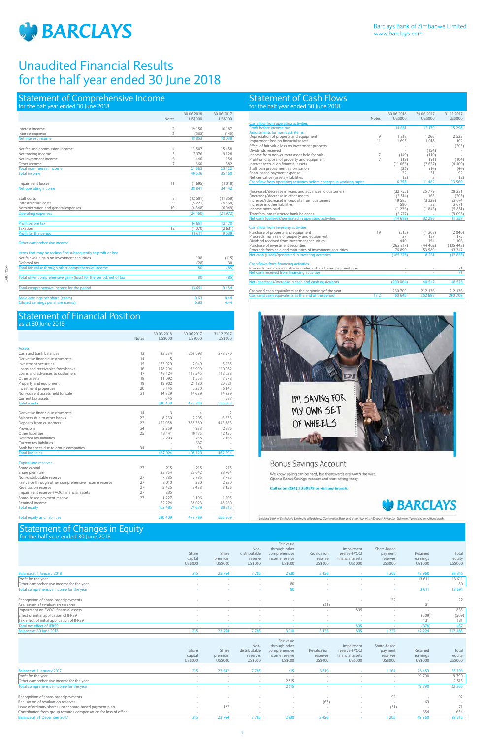# Unaudited Financial Results for the half year ended 30 June 2018

## Statement of Comprehensive Income
for the half year ended 30 June 2018

| | Notes | 30.06.2018 US$000 | 30.06.2017 US$000 |
|---|---|---|---|
| Interest income | 2 | 19 156 | 10 187 |
| Interest expense | 3 | (303) | (149) |
| Net interest income | | 18 853 | 10 038 |
| Net fee and commission income | 4 | 13 507 | 15 458 |
| Net trading income | 5 | 7 376 | 9 128 |
| Net investment income | 6 | 440 | 154 |
| Other income | 7 | 360 | 382 |
| Total non-interest income | | 21 683 | 25 122 |
| Total income | | 40 536 | 35 160 |
| Impairment losses | 11 | (1 695) | (1 018) |
| Net operating income | | 38 841 | 34 142 |
| Staff costs | 8 | (12 591) | (11 359) |
| Infrastructure costs | 9 | (5 221) | (4 564) |
| Administration and general expenses | 10 | (6 348) | (6 049) |
| Operating expenses | | (24 160) | (21 972) |
| Profit before tax | | 14 681 | 12 170 |
| Taxation | 12 | (1 070) | (2 631) |
| Profit for the period | | 13 611 | 9 539 |
| **Other comprehensive income** | | | |
| Items that may be reclassified subsequently to profit or loss | | | |
| Net fair value gain on investment securities | | 108 | (115) |
| Deferred tax | | (28) | 30 |
| Total fair value through other comprehensive income | | 80 | (85) |
| Total other comprehensive gain/(loss) for the period, net of tax | | 80 | (85) |
| Total comprehensive income for the period | | 13 691 | 9 454 |
| Basic earnings per share (cents) | | 0.63 | 0.44 |
| Diluted earnings per share (cents) | | 0.63 | 0.44 |

## Statement of Financial Position
as at 30 June 2018

| | Notes | 30.06.2018 US$000 | 30.06.2017 US$000 | 31.12.2017 US$000 |
|---|---|---|---|---|
| **Assets** | | | | |
| Cash and bank balances | 13 | 83 534 | 259 593 | 278 570 |
| Derivative financial instruments | 14 | 5 | 1 | 4 |
| Investment securities | 15 | 153 929 | 2 049 | 5 235 |
| Loans and receivables from banks | 16 | 158 204 | 56 999 | 110 952 |
| Loans and advances to customers | 17 | 143 124 | 113 545 | 112 038 |
| Other assets | 18 | 11 092 | 6 553 | 7 578 |
| Property and equipment | 19 | 19 902 | 21 180 | 20 621 |
| Investment properties | 20 | 5 145 | 5 250 | 5 145 |
| Non-current assets held for sale | 21 | 14 829 | 14 629 | 14 829 |
| Current tax assets | | 645 | - | 637 |
| Total assets | | 590 409 | 479 799 | 555 609 |
| Derivative financial instruments | 14 | 3 | 4 | 2 |
| Balances due to other banks | 22 | 8 260 | 2 205 | 6 233 |
| Deposits from customers | 23 | 462 058 | 388 380 | 443 783 |
| Provisions | 24 | 2 259 | 1 933 | 2 376 |
| Other liabilities | 25 | 13 141 | 10 175 | 12 435 |
| Deferred tax liabilities | | 2 203 | 1 768 | 2 465 |
| Current tax liabilities | | - | 637 | - |
| Bank balances due to group companies | 34 | - | 18 | - |
| Total liabilities | | 487 924 | 405 120 | 467 294 |
| **Capital and reserves** | | | | |
| Share capital | 27 | 215 | 215 | 215 |
| Share premium | | 23 764 | 23 642 | 23 764 |
| Non-distributable reserve | 27 | 7 785 | 7 785 | 7 785 |
| Fair value through other comprehensive income reserve | 27 | 3 010 | 330 | 2 930 |
| Revaluation reserve | 27 | 3 425 | 3 488 | 3 456 |
| Impairment reserve-FVOCI financial assets | 27 | 835 | - | - |
| Share-based payment reserve | 27 | 1 227 | 1 196 | 1 205 |
| Retained income | | 62 224 | 38 023 | 48 960 |
| Total equity | | 102 485 | 74 679 | 88 315 |
| Total equity and liabilities | | 590 409 | 479 799 | 555 609 |

## Statement of Cash Flows
for the half year ended 30 June 2018

| | Notes | 30.06.2018 US$000 | 30.06.2017 US$000 | 31.12.2017 US$000 |
|---|---|---|---|---|
| **Cash flow from operating activities** | | | | |
| Profit before income tax | | 14 681 | 12 170 | 25 298 |
| Adjustments for non-cash items: | | | | |
| Depreciation of property and equipment | 9 | 1 218 | 1 266 | 2 523 |
| Impairment loss on financial assets | 11 | 1 695 | 1 018 | 102 |
| Effect of fair value loss on investment property | | - | - | (205) |
| Dividends received | | - | (154) | - |
| Income from non-current asset held for sale | 7 | (149) | (110) | - |
| Profit on disposal of property and equipment | 7 | (19) | (91) | (104) |
| Interest accrual on financial assets | | (11 063) | (2 637) | (4 100) |
| Staff loan prepayment amortisation | | (25) | (14) | (44) |
| Share based payment expense | | 22 | 31 | 92 |
| Net derivative (assets)/liabilities | | (2) | 3 | (2) |
| Cash flow from operating activities before changes in working capital | | 6 358 | 11 482 | 23 560 |
| (Increase)/decrease in loans and advances to customers | | (32 755) | 25 779 | 28 231 |
| (Increase)/decrease in other assets | | (3 514) | 165 | (205) |
| Increase/(decrease) in deposits from customers | | 19 585 | (3 329) | 52 074 |
| Increase in other liabilities | | 590 | 32 | 2 671 |
| Income taxes paid | | (1 236) | (1 843) | (5 881) |
| Transfers into restricted bank balances | | (3 717) | - | (9 093) |
| Net cash (utilised)/generated in operating activities | | (14 689) | 32 286 | 91 357 |
| **Cash flow from investing activities** | | | | |
| Purchase of property and equipment | 19 | (515) | (1 208) | (2 040) |
| Proceeds from sale of property and equipment | | 27 | 137 | 175 |
| Dividend received from investment securities | | 440 | 154 | 1 106 |
| Purchase of investment securities | | (262 217) | (44 402) | (135 443) |
| Proceeds from sale and maturities of investment securities | | 76 890 | 53 580 | 93 347 |
| Net cash (used)/generated in investing activities | | (185 375) | 8 261 | (42 855) |
| **Cash flows from financing activities** | | | | |
| Proceeds from issue of shares under a share based payment plan | | - | - | 71 |
| Net cash received from financing activities | | - | - | 71 |
| Net (decrease)/increase in cash and cash equivalents | | (200 064) | 40 547 | 48 573 |
| Cash and cash equivalents at the beginning of the year | | 260 709 | 212 136 | 212 136 |
| Cash and cash equivalents at the end of the period | 13.2 | 60 645 | 252 683 | 260 709 |

IM SAVING FOR MY OWN SET OF WHEELS

Bonus Savings Account

We know saving can be hard, but the rewards are worth the wait. Open a Bonus Savings Account and start saving today.

Call us on (024) 2 250579 or visit any branch.

Barclays Bank of Zimbabwe Limited is a Registered Commercial Bank and a member of the Deposit Protection Scheme. Terms and conditions apply.

## Statement of Changes in Equity
for the half year ended 30 June 2018

| | Share capital US$000 | Share premium US$000 | Non-distributable reserve US$000 | Fair value through other comprehensive income reserve US$000 | Revaluation reserve US$000 | Impairment reserve-FVOCI financial assets US$000 | Share-based payment reserves US$000 | Retained earnings US$000 | Total equity US$000 |
|---|---|---|---|---|---|---|---|---|---|
| Balance at 1 January 2018 | 215 | 23 764 | 7 785 | 2 930 | 3 456 | - | 1 205 | 48 960 | 88 315 |
| Profit for the year | - | - | - | - | - | - | - | 13 611 | 13 611 |
| Other comprehensive income for the year | - | - | - | 80 | - | - | - | - | 80 |
| Total comprehensive income for the year | - | - | - | 80 | - | - | - | 13 611 | 13 691 |
| Recognition of share-based payments | - | - | - | - | - | - | 22 | - | 22 |
| Realisation of revaluation reserves | - | - | - | - | (31) | - | - | 31 | - |
| Impairment on FVOCI financial assets | - | - | - | - | - | 835 | - | - | 835 |
| Effect of initial application of IFRS9 | - | - | - | - | - | - | - | (509) | (509) |
| Tax effect of initial application of IFRS9 | - | - | - | - | - | - | - | 131 | 131 |
| Total net effect of IFRS9 | - | - | - | - | - | 835 | - | (378) | 457 |
| Balance at 30 June 2018 | 215 | 23 764 | 7 785 | 3 010 | 3 425 | 835 | 1 227 | 62 224 | 102 485 |

| | Share capital US$000 | Share premium US$000 | Non-distributable reserves US$000 | Fair value through other comprehensive income reserve US$000 | Revaluation reserves US$000 | Impairment reserve-FVOCI financial assets US$000 | Share-based payment reserves US$000 | Retained earnings US$000 | Total equity US$000 |
|---|---|---|---|---|---|---|---|---|---|
| Balance at 1 January 2017 | 215 | 23 642 | 7 785 | 415 | 3 519 | - | 1 164 | 28 453 | 65 193 |
| Profit for the year | - | - | - | - | - | - | - | 19 790 | 19 790 |
| Other comprehensive income for the year | - | - | - | 2 515 | - | - | - | - | 2 515 |
| Total comprehensive income for the year | - | - | - | 2 515 | - | - | - | 19 790 | 22 305 |
| Recognition of share-based payments | - | - | - | - | - | - | 92 | - | 92 |
| Realisation of revaluation reserves | - | - | - | - | (63) | - | - | 63 | - |
| Issue of ordinary shares under share-based payment plan | - | 122 | - | - | - | - | (51) | - | 71 |
| Contribution from group towards compensation for loss of office | - | - | - | - | - | - | - | 654 | 654 |
| Balance at 31 December 2017 | 215 | 23 764 | 7 785 | 2 930 | 3 456 | - | 1 205 | 48 960 | 88 315 |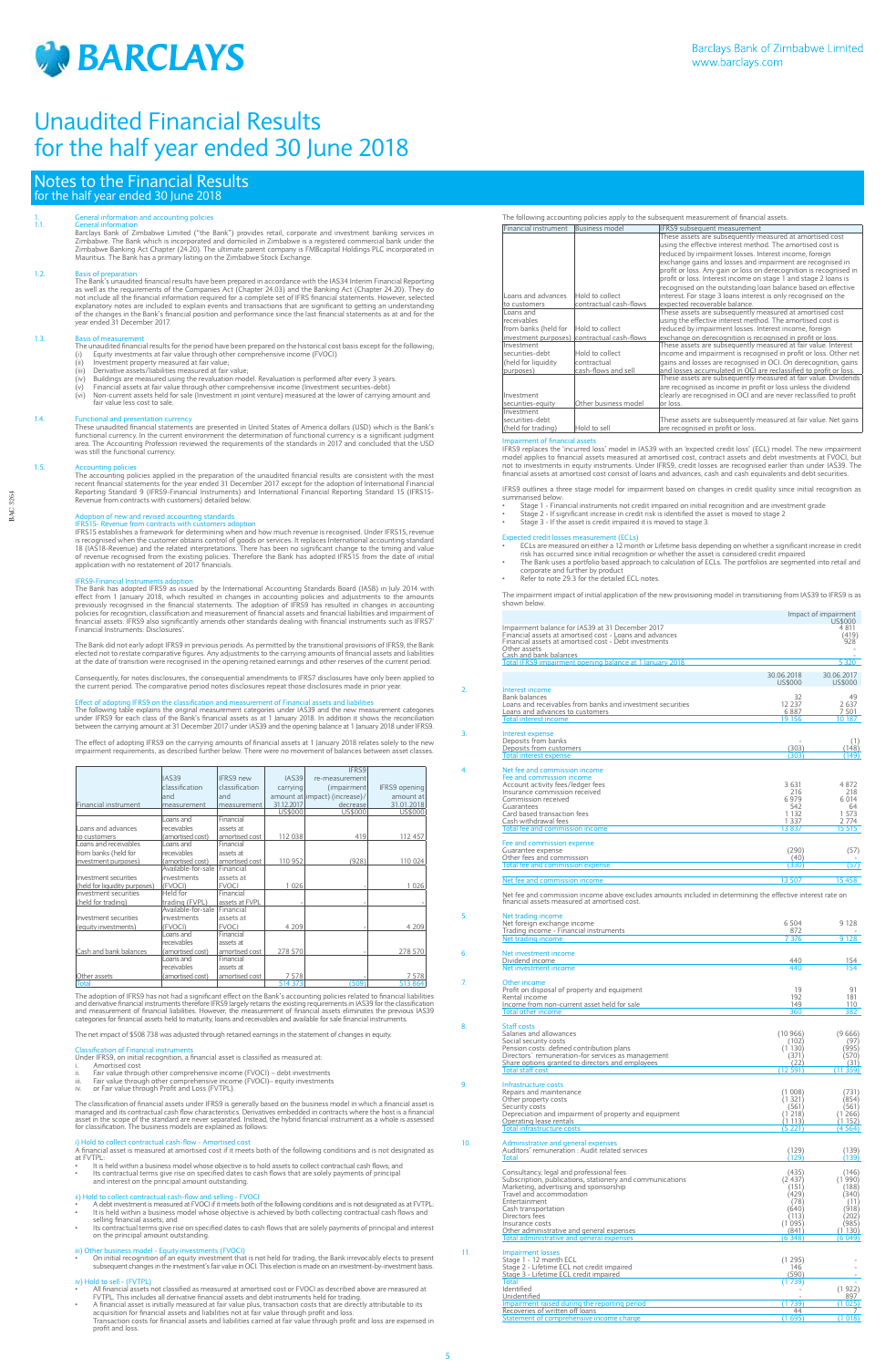# Unaudited Financial Results for the half year ended 30 June 2018

## Notes to the Financial Results
### for the half year ended 30 June 2018

**1. General information and accounting policies**

**1.1. General information**

Barclays Bank of Zimbabwe Limited ("the Bank") provides retail, corporate and investment banking services in Zimbabwe. The Bank which is incorporated and domiciled in Zimbabwe is a registered commercial bank under the Zimbabwe Banking Act Chapter (24:20). The ultimate parent company is FMBcapital Holdings PLC incorporated in Mauritius. The Bank has a primary listing on the Zimbabwe Stock Exchange.

**1.2. Basis of preparation**

The Bank's unaudited financial results have been prepared in accordance with the IAS34 Interim Financial Reporting as well as the requirements of the Companies Act (Chapter 24.03) and the Banking Act (Chapter 24.20). They do not include all the financial information required for a complete set of IFRS financial statements. However, selected explanatory notes are included to explain events and transactions that are significant to getting an understanding of the changes in the Bank's financial position and performance since the last financial statements as at and for the year ended 31 December 2017.

**1.3. Basis of measurement**

The unaudited financial results for the period have been prepared on the historical cost basis except for the following;

(i) Equity investments at fair value through other comprehensive income (FVOCI)
(ii) Investment property measured at fair value;
(iii) Derivative assets/liabilities measured at fair value;
(iv) Buildings are measured using the revaluation model. Revaluation is performed after every 3 years.
(v) Financial assets at fair value through other comprehensive income (Investment securities-debt)
(vi) Non-current assets held for sale (Investment in joint venture) measured at the lower of carrying amount and fair value less cost to sale.

**1.4. Functional and presentation currency**

These unaudited financial statements are presented in United States of America dollars (USD) which is the Bank's functional currency. In the current environment the determination of functional currency is a significant judgment area. The Accounting Profession reviewed the requirements of the standards in 2017 and concluded that the USD was still the functional currency.

**1.5. Accounting policies**

The accounting policies applied in the preparation of the unaudited financial results are consistent with the most recent financial statements for the year ended 31 December 2017 except for the adoption of International Financial Reporting Standard 9 (IFRS9-Financial Instruments) and International Financial Reporting Standard 15 (IFRS15-Revenue from contracts with customers) detailed below.

**Adoption of new and revised accounting standards**

**IFRS15- Revenue from contracts with customers adoption**

IFRS15 establishes a framework for determining when and how much revenue is recognised. Under IFRS15, revenue is recognised when the customer obtains control of goods or services. It replaces International accounting standard 18 (IAS18-Revenue) and the related interpretations. There has been no significant change to the timing and value of revenue recognised from the existing policies. Therefore the Bank has adopted IFRS15 from the date of initial application with no restatement of 2017 financials.

**IFRS9-Financial Instruments adoption**

The Bank has adopted IFRS9 as issued by the International Accounting Standards Board (IASB) in July 2014 with effect from 1 January 2018, which resulted in changes in accounting policies and adjustments to the amounts previously recognised in the financial statements. The adoption of IFRS9 has resulted in changes in accounting policies for recognition, classification and measurement of financial assets and financial liabilities and impairment of financial assets. IFRS9 also significantly amends other standards dealing with financial instruments such as IFRS7 'Financial Instruments: Disclosures'.

The Bank did not early adopt IFRS9 in previous periods. As permitted by the transitional provisions of IFRS9, the Bank elected not to restate comparative figures. Any adjustments to the carrying amounts of financial assets and liabilities at the date of transition were recognised in the opening retained earnings and other reserves of the current period.

Consequently, for notes disclosures, the consequential amendments to IFRS7 disclosures have also only been applied to the current period. The comparative period notes disclosures repeat those disclosures made in prior year.

**Effect of adopting IFRS9 on the classification and measurement of Financial assets and liabilities**

The following table explains the original measurement categories under IAS39 and the new measurement categories under IFRS9 for each class of the Bank's financial assets as at 1 January 2018. In addition it shows the reconciliation between the carrying amount at 31 December 2017 under IAS39 and the opening balance at 1 January 2018 under IFRS9.

The effect of adopting IFRS9 on the carrying amounts of financial assets at 1 January 2018 relates solely to the new impairment requirements, as described further below. There were no movement of balances between asset classes.

| Financial instrument | IAS39 classification and measurement | IFRS9 new classification and measurement | IAS39 carrying amount at 31.12.2017 US$000 | IFRS9 re-measurement (impairment) impact) (increase)/ decrease US$000 | IFRS9 opening amount at 01.01.2018 US$000 |
|---|---|---|---|---|---|
| Loans and advances to customers | Loans and receivables (amortised cost) | Financial assets at amortised cost | 112 038 | 419 | 112 457 |
| Loans and receivables (from banks (held for investment purposes) | Loans and receivables (amortised cost) | Financial assets at amortised cost | 110 952 | (928) | 110 024 |
| Investment securities (held for liquidity purposes) | Available-for-sale investments (FVOCI) | Financial assets at FVOCI | 1 026 | - | 1 026 |
| Investment securities (held for trading) | Held for trading (FVPL) | Financial assets at FVPL | - | - | - |
| Investment securities (equity investments) | Available-for-sale investments (FVOCI) | Financial assets at FVOCI | 4 209 | - | 4 209 |
| Cash and bank balances | Loans and receivables (amortised cost) | Financial assets at amortised cost | 278 570 | - | 278 570 |
| Other assets | Loans and receivables (amortised cost) | Financial assets at amortised cost | 7 578 | - | 7 578 |
| Total | | | 514 373 | (509) | 513 864 |

The adoption of IFRS9 has not had a significant effect on the Bank's accounting policies related to financial liabilities and derivative financial instruments therefore IFRS9 largely retains the existing requirements in IAS39 for the classification and measurement of financial liabilities. However, the measurement of financial assets eliminates the previous IAS39 categories for financial assets held to maturity, loans and receivables and available for sale financial assets.

The net impact of $508 738 was adjusted through retained earnings in the statement of changes in equity.

**Classification of Financial instruments**

Under IFRS9, on initial recognition, a financial asset is classified as measured at:

i. Amortised cost
ii. Fair value through other comprehensive income (FVOCI) – debt investments
iii. Fair value through other comprehensive income (FVOCI)– equity investments
iv. or Fair value through Profit and Loss (FVTPL).

The classification of financial assets under IFRS9 is generally based on the business model in which a financial asset is managed and its contractual cash flow characteristics. Derivatives embedded in contracts where the host is a financial asset in the scope of the standard are never separated. Instead, the hybrid financial instrument as a whole is assessed for classification. The business models are explained as follows:

**i) Hold to collect contractual cash-flow - Amortised cost**

A financial asset is measured at amortised cost if it meets both of the following conditions and is not designated as at FVTPL:

- It is held within a business model whose objective is to hold assets to collect contractual cash flows; and
- Its contractual terms give rise on specified dates to cash flows that are solely payments of principal and interest on the principal amount outstanding.

**ii) Hold to collect contractual cash-flow and selling - FVOCI**

- A debt investment is measured at FVOCI if it meets both of the following conditions and is not designated as at FVTPL:
- It is held within a business model whose objective is achieved by both collecting contractual cash flows and selling financial assets; and
- Its contractual terms give rise on specified dates to cash flows that are solely payments of principal and interest on the principal amount outstanding.

**iii) Other business model - Equity investments (FVOCI)**

- On initial recognition of an equity investment that is not held for trading, the Bank may irrevocably elects to present subsequent changes in the investment's fair value in OCI. This election is made on an investment-by-investment basis.

**iv) Hold to sell - (FVTPL)**

- All financial assets not classified as measured at amortised cost or FVOCI as described above are measured at FVTPL. This includes all derivative financial assets and debt instruments held for trading.
- A financial asset is initially measured at fair value plus, transaction costs that are directly attributable to its acquisition for financial assets and liabilities not at fair value through profit and loss.

Transaction costs for financial assets and liabilities carried at fair value through profit and loss are expensed in profit and loss.

The following accounting policies apply to the subsequent measurement of financial assets.

| Financial instrument | Business model | IFRS9 subsequent measurement |
|---|---|---|
| Loans and advances to customers | Hold to collect contractual cash-flows | These assets are subsequently measured at amortised cost using the effective interest method. The amortised cost is reduced by impairment losses. Interest income, foreign exchange gains and losses and impairment are recognised in profit or loss. Any gain or loss on derecognition is recognised in profit or loss. Interest income on stage 1 and stage 2 loans is recognised on the outstanding loan balance based on effective interest. For stage 3 loans interest is only recognised on the expected recoverable balance. |
| Loans and receivables from banks (held for investment purposes) | Hold to collect contractual cash-flows | These assets are subsequently measured at amortised cost using the effective interest method. The amortised cost is reduced by impairment losses. Interest income, foreign exchange gains and losses and impairment are recognised in profit or loss. Any gain or loss on derecognition is recognised in profit or loss. |
| Investment securities-debt (held for liquidity purposes) | Hold to collect contractual cash-flows and sell | These assets are subsequently measured at fair value. Interest income and impairment is recognised in profit or loss. Other net gains and losses are recognised in OCI. On derecognition, gains and losses accumulated in OCI are reclassified to profit or loss. |
| Investment securities-equity | Other business model | These assets are subsequently measured at fair value. Dividends are recognised as income in profit or loss unless the dividend clearly are recognised in OCI and are never reclassified to profit or loss. |
| Investment securities-debt (held for trading) | Hold to sell | These assets are subsequently measured at fair value. Net gains are recognised in profit or loss. |

**Impairment of financial assets**

IFRS9 replaces the 'incurred loss' model in IAS39 with an 'expected credit loss' (ECL) model. The new impairment model applies to financial assets measured at amortised cost, contract assets and debt investments at FVOCI, but not to investments in equity instruments. Under IFRS9, credit losses are recognised earlier than under IAS39. The financial assets at amortised cost consist of loans and advances, cash and cash equivalents and debt securities.

IFRS9 outlines a three stage model for impairment based on changes in credit quality since initial recognition as summarised below:

- Stage 1 - Financial instruments not credit impaired on initial recognition and are investment grade
- Stage 2 - If significant increase in credit risk is identified the asset is moved to stage 2
- Stage 3 - If the asset is credit impaired it is moved to stage 3.

**Expected credit losses measurement (ECLs)**

- ECLs are measured on either a 12 month or Lifetime basis depending on whether a significant increase in credit risk has occurred since initial recognition or whether the asset is considered credit impaired
- The Bank uses a portfolio based approach to calculation of ECLs. The portfolios are segmented into retail and corporate and further by product
- Refer to note 29.3 for the detailed ECL notes.

The impairment impact of initial application of the new provisioning model in transitioning from IAS39 to IFRS9 is as shown below.

| | Impact of impairment US$000 |
|---|---|
| Impairment balance for IAS39 at 31 December 2017 | 4 811 |
| Financial assets at amortised cost - Loans and advances | (419) |
| Financial assets at amortised cost - Debt investments | 928 |
| Other assets | - |
| Cash and bank balances | - |
| Total IFRS9 impairment opening balance at 1 January 2018 | 5 320 |

| | | 30.06.2018 US$000 | 30.06.2017 US$000 |
|---|---|---|---|
| **2.** | **Interest income** | | |
| | Bank balances | 32 | 49 |
| | Loans and receivables from banks and investment securities | 12 237 | 2 637 |
| | Loans and advances to customers | 6 887 | 7 501 |
| | Total interest income | 19 156 | 10 187 |
| **3.** | **Interest expense** | | |
| | Deposits from banks | - | (1) |
| | Deposits from customers | (303) | (148) |
| | Total interest expense | (303) | (149) |
| **4.** | **Net fee and commission income** | | |
| | Fee and commission income | | |
| | Account activity fees/ledger fees | 3 631 | 4 872 |
| | Insurance commission received | 216 | 218 |
| | Commission received | 6 979 | 6 014 |
| | Guarantees | 542 | 64 |
| | Card based transaction fees | 1 132 | 1 573 |
| | Cash withdrawal fees | 1 337 | 2 774 |
| | Total fee and commission income | 13 837 | 15 515 |
| | Fee and commission expense | | |
| | Guarantee expense | (290) | (57) |
| | Other fees and commission | (40) | - |
| | Total fee and commission expense | (330) | (57) |
| | Net fee and commission income | 13 507 | 15 458 |

Net fee and commission income above excludes amounts included in determining the effective interest rate on financial assets measured at amortised cost.

| | | 30.06.2018 US$000 | 30.06.2017 US$000 |
|---|---|---|---|
| **5.** | **Net trading income** | | |
| | Net foreign exchange income | 6 504 | 9 128 |
| | Trading income - Financial instruments | 872 | - |
| | Net trading income | 7 376 | 9 128 |
| **6.** | **Net investment income** | | |
| | Dividend income | 440 | 154 |
| | Net investment income | 440 | 154 |
| **7.** | **Other income** | | |
| | Profit on disposal of property and equipment | 19 | 91 |
| | Rental income | 192 | 181 |
| | Income from non-current asset held for sale | 149 | 110 |
| | Total other income | 360 | 382 |
| **8.** | **Staff costs** | | |
| | Salaries and allowances | (10 966) | (9 666) |
| | Social security costs | (102) | (97) |
| | Pension costs: defined contribution plans | (1 130) | (995) |
| | Directors' remuneration-for services as management | (371) | (570) |
| | Share options granted to directors and employees | (22) | (31) |
| | Total staff cost | (12 591) | (11 359) |
| **9.** | **Infrastructure costs** | | |
| | Repairs and maintenance | (1 008) | (731) |
| | Other property costs | (1 321) | (854) |
| | Security costs | (561) | (561) |
| | Depreciation and impairment of property and equipment | (1 218) | (1 266) |
| | Operating lease rentals | (1 113) | (1 152) |
| | Total infrastructure costs | (5 221) | (4 564) |
| **10.** | **Administrative and general expenses** | | |
| | Auditors' remuneration : Audit related services | (129) | (139) |
| | Total | (129) | (139) |
| | Consultancy, legal, professional fees | (435) | (146) |
| | Subscription, publications, stationery and communications | (2 437) | (1 990) |
| | Marketing, advertising and sponsorship | (151) | (188) |
| | Travel and accommodation | (429) | (340) |
| | Entertainment | (78) | (11) |
| | Cash transportation | (640) | (918) |
| | Directors fees | (113) | (202) |
| | Insurance costs | (1 095) | (985) |
| | Other administrative and general expenses | (841) | (1 130) |
| | Total administrative and general expenses | (6 348) | (6 049) |
| **11.** | **Impairment losses** | | |
| | Stage 1 - 12 month ECL | (1 295) | - |
| | Stage 2 - Lifetime ECL not credit impaired | 146 | - |
| | Stage 3 - Lifetime ECL credit impaired | (590) | - |
| | Total | (1 739) | - |
| | Identified | - | (1 922) |
| | Unidentified | - | 897 |
| | Impairment raised during the reporting period | (1 739) | (1 025) |
| | Recoveries of written off loans | 44 | 7 |
| | Statement of comprehensive income charge | (1 695) | (1 018) |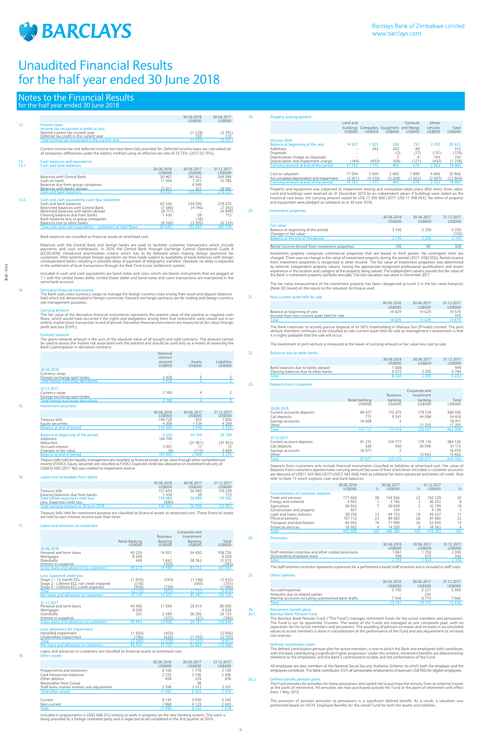# Unaudited Financial Results for the half year ended 30 June 2018

## Notes to the Financial Results
for the half year ended 30 June 2018

### 12. Income taxes

| | 30.06.2018 US$000 | 30.06.2017 US$000 |
|---|---|---|
| **Income tax recognised in profit or loss** | | |
| Normal current tax–current year | (1 229) | (2 741) |
| Deferred tax credit in the current year | 159 | 110 |
| Total income tax recognised in the current year | (1 070) | (2 631) |

Current income tax and deferred income tax have been fully provided for. Deferred income taxes are calculated on all temporary differences under the liability method using an effective tax rate of 25.75% (2017:25.75%).

### 13. Cash balances and equivalents

#### 13.1. Cash and bank balances

| | 30.06.2018 US$000 | 30.06.2017 US$000 | 31.12.2017 US$000 |
|---|---|---|---|
| Balances with Central Bank | 50 467 | 245 922 | 248 384 |
| Cash on hand | 11 456 | 7 311 | 15 785 |
| Balances due from group companies | - | 6 049 | - |
| Balances with banks abroad | 21 611 | 311 | 14 401 |
| Cash and bank balances | 83 534 | 259 593 | 278 570 |

#### 13.2. Cash and cash equivalents-cash flow statement

| | 30.06.2018 US$000 | 30.06.2017 US$000 | 31.12.2017 US$000 |
|---|---|---|---|
| Cash and bank balances | 83 534 | 259 593 | 278 570 |
| Restricted balances with Central Bank | (7 348) | (4 746) | (7 342) |
| Restricted balances with banks abroad | (8 711) | - | (4 999) |
| Clearing balances due from banks | 1 430 | 59 | 713 |
| Bank balances due to group companies | - | (18) | - |
| Balances due to other banks | (8 260) | (2 205) | (6 233) |
| Total cash and cash equivalents – statement of cash flows | 60 645 | 252 683 | 260 709 |

Bank balances are classified as financial assets at amortised cost.

Balances with the Central Bank and foreign banks are used to facilitate customer transactions which include payments and cash withdrawals. In 2016 the Central Bank through Exchange Control Operational Guide 8 (ECOGAD8) introduced prioritisation criteria which has to be followed when making foreign payments for customers. After prioritisation foreign payments are then made subject to availability of bank balances with foreign correspondent banks, resulting in possible delay of payment of telegraphic transfers. However, no delay is expected in the settlement of local transactions through the Real Time Gross Settlement system.

Included in cash and cash equivalents are bond notes and coins which are bearer instruments that are pegged at 1:1 with the United States dollar. United States dollar and bond notes and coins are maintained in the same bank account.

### 14. Derivative financial instruments

The Bank uses cross-currency swaps to manage the foreign currency risks arising from asset and deposit balances held which are denominated in foreign currencies. Forward exchange contracts are for trading and foreign currency risk management purposes.

**Carrying amount**
The fair value of the derivative financial instruments represents the present value of the positive or negative cash flows, which would have occurred if the rights and obligations arising from that instrument were closed out in an orderly market place transaction at end of period. Derivative financial instruments are measured at fair value through profit and loss (FVPL).

**Contract amount**
The gross notional amount is the sum of the absolute value of all bought and sold contracts. The amount cannot be used to assess the market risk associated with the position and should be used only as a means of assessing the Bank's participation in derivative contracts.

| | Notional contract amount US$000 | Assets US$000 | Liabilities US$000 |
|---|---|---|---|
| **30.06.2018** | | | |
| Currency swap | - | - | - |
| Foreign exchange spot trades | 2 428 | 5 | 3 |
| Total foreign exchange derivatives | 2 428 | 5 | 3 |
| **31.12.2017** | | | |
| Currency swap | 2 190 | 4 | 2 |
| Foreign exchange spot trades | - | - | - |
| Total foreign exchange derivatives | 2 190 | 4 | 2 |

### 15. Investment securities

| | 30.06.2018 US$000 | 30.06.2017 US$000 | 31.12.2017 US$000 |
|---|---|---|---|
| Treasury bills | 149 720 | 925 | 1 026 |
| Equity securities | 4 209 | 1 124 | 4 209 |
| Balance at end of period | 153 929 | 2 049 | 5 235 |
| Balance at beginning of the period | 5 235 | 34 104 | 34 104 |
| Additions | 144 749 | - | - |
| Maturities | - | (31 951) | (31 953) |
| Accrued interest | 3 951 | 11 | 15 |
| Changes in fair value | (6) | (115) | 3 069 |
| Balance at end of period | 153 929 | 2 049 | 5 235 |

Treasury bills held for liquidity management are classified as financial assets at fair value through other comprehensive income (FVOCI). Equity securities are classified as FVOCI. Expected credit loss allowance on investment security of US$835 000 (2017: Nil) was credited to impairment reserve.

### 16. Loans and receivables from banks

| | 30.06.2018 US$000 | 30.06.2017 US$000 | 31.12.2017 US$000 |
|---|---|---|---|
| Treasury bills | 157 654 | 56 940 | 110 239 |
| Clearing balances due from banks | 1 430 | 59 | 713 |
| Total before expected credit loss | 159 084 | 56 999 | 110 952 |
| Less: Expected credit loss | (880) | - | - |
| Total carrying amount at 30 June 2018 | 158 204 | 56 999 | 110 952 |

Treasury bills held for investment purpose are classified as financial assets at amortised cost. These financial assets are held to earn interest income over their tenor.

### 17. Loans and advances to customers

| | Retail Banking US$000 | Business Banking US$000 | Corporate and Investment Banking US$000 | Total US$000 |
|---|---|---|---|---|
| **30.06.2018** | | | | |
| Personal and term loans | 40 255 | 14 021 | 54 450 | 108 726 |
| Mortgages | 8 509 | - | - | 8 509 |
| Overdrafts | 469 | 1 842 | 28 762 | 31 073 |
| Interest in suspense | - | (365) | - | (365) |
| Gross loans and advances to customers | 49 233 | 15 498 | 83 212 | 147 943 |
| **Less: Expected credit loss** | | | | |
| Stage 1 - 12 month ECL | (1 043) | (243) | (1 146) | (2 432) |
| Stage 2 - Lifetime ECL not credit impaired | (116) | - | (585) | (701) |
| Stage 3 - Lifetime ECL credit impaired | (956) | (730) | - | (1 686) |
| Total | (2 115) | (973) | (1 731) | (4 819) |
| Net loans and advances to customers | 47 118 | 14 525 | 81 481 | 143 124 |
| **31.12.2017** | | | | |
| Personal and term loans | 40 485 | 11 594 | 28 013 | 80 092 |
| Mortgages | 8 028 | - | - | 8 028 |
| Overdrafts | 331 | 2 589 | 26 205 | 29 125 |
| Interest in suspense | - | (375) | (21) | (396) |
| Gross loans and advances to customers | 48 844 | 13 808 | 54 197 | 116 849 |
| **Less: allowance for impairment** | | | | |
| Identified impairment | (1 603) | (453) | - | (2 056) |
| Unidentified impairment | (786) | (626) | (1 343) | (2 755) |
| Total | (2 389) | (1 079) | (1 343) | (4 811) |
| Net loans and advances to customers | 46 455 | 12 729 | 52 854 | 112 038 |

Loans and advances to customers are classified as financial assets at amortised cost.

### 18. Other assets

| | 30.06.2018 US$000 | 30.06.2017 US$000 | 31.12.2017 US$000 |
|---|---|---|---|
| Prepayments and stationery | 6 100 | 1 778 | 2 139 |
| Card transaction balances | 2 225 | 2 196 | 2 206 |
| Other debtors | 409 | 229 | 876 |
| Receivables from Group | - | 38 | - |
| Staff loans market interest rate adjustment | 2 358 | 2 312 | 2 357 |
| Total other assets | 11 092 | 6 553 | 7 578 |
| Current | 9 124 | 2 430 | 5 535 |
| Non-current | 1 968 | 4 123 | 2 043 |
| Total | 11 092 | 6 553 | 7 578 |

Included in prepayments is US$2 686 312 relating to work in progress on the new banking system. The work is being provided by a foreign unrelated party and is expected to be completed in the first quarter of 2019.

### 19. Property and equipment

| | Land and buildings US$000 | Computers US$000 | Equipment US$000 | Furniture and fittings US$000 | Motor vehicles US$000 | Total US$000 |
|---|---|---|---|---|---|---|
| **30 June 2018** | | | | | | |
| Balance at beginning of the year | 14 927 | 1 925 | 330 | 737 | 2 702 | 20 621 |
| Additions | - | 243 | 203 | 69 | - | 515 |
| Disposals | - | - | (2) | (17) | (151) | (170) |
| Depreciation charge on disposals | - | - | 2 | 8 | 144 | 154 |
| Depreciation and impairment charge | (144) | (453) | (68) | (121) | (432) | (1 218) |
| Carrying amount at end of the period | 14 783 | 1 715 | 465 | 676 | 2 263 | 19 902 |
| Cost or valuation | 17 594 | 5 950 | 2 665 | 1 698 | 4 960 | 32 866 |
| Accumulated depreciation and impairment | (2 811) | (4 235) | (2 200) | (1 022) | (2 697) | (12 964) |
| Carrying amount at end of the period | 14 783 | 1 715 | 465 | 676 | 2 263 | 19 902 |

Property and equipment was subjected to impairment testing and revaluation takes place after every three years. Land and buildings were revalued on 31 December 2015 by an independent valuer. If buildings were stated on the historical cost basis, the carrying amount would be US$ 11 295 868 (2017: US$ 11 398 054). No items of property and equipment were pledged as collateral as at 30 June 2018.

### 20. Investment properties

| | 30.06.2018 US$000 | 30.06.2017 US$000 | 31.12.2017 US$000 |
|---|---|---|---|
| **Fair value** | | | |
| Balance at beginning of the period | 5 145 | 5 250 | 5 250 |
| Changes in fair value | - | - | (105) |
| Balance at the end of the period | 5 145 | 5 250 | 5 145 |
| Rental income derived from investment properties | 192 | 181 | 328 |

Investment property comprises commercial properties that are leased to third parties. No contingent rents are charged. There was no change in fair value of investment property during the period (2017: US$(105)). Rental income from investment properties is recognised in other income. The fair value of investment properties was determined by external, independent property valuers, having the appropriate recognised professional qualifications and recent experience in the location and category of the property being valued. The independent valuers provide the fair value of the Bank's investment property portfolio annually. The last valuation was done in December 2017.

The fair value measurement of the investment property has been categorised as Level 3 in the fair value hierarchy (Note 32) based on the inputs to the valuation technique used.

### 21. Non-current asset held for sale

| | 30.06.2018 US$000 | 30.06.2017 US$000 | 31.12.2017 US$000 |
|---|---|---|---|
| Balance at beginning of year | 14 829 | 14 629 | 14 519 |
| Income from non-current asset held for sale | - | - | 310 |
| Total | 14 829 | 14 629 | 14 829 |

The Bank continues to actively pursue disposal of its 50% shareholding in Makasa Sun (Private) Limited. The joint venture therefore continues to be classified as non-current asset held for sale as management's assessment is that it is highly probable that the sale will occur.

The investment in joint venture is measured at the lower of carrying amount or fair value less cost to sale.

### 22. Balances due to other banks

| | 30.06.2018 US$000 | 30.06.2017 US$000 | 31.12.2017 US$000 |
|---|---|---|---|
| Bank balances due to banks abroad | 1 688 | - | 449 |
| Clearing balances due to other banks | 6 572 | 2 205 | 5 784 |
| Total | 8 260 | 2 205 | 6 233 |

### 23. Deposits from customers

| | Retail banking US$000 | Business banking US$000 | Corporate and investment banking US$000 | Total US$000 |
|---|---|---|---|---|
| **30.06.2018** | | | | |
| Current accounts deposits | 89 927 | 110 375 | 179 724 | 380 026 |
| Call deposits | 777 | 9 541 | 44 098 | 54 416 |
| Savings accounts | 16 408 | 3 | - | 16 411 |
| Other | - | - | 11 205 | 11 205 |
| Total | 107 112 | 119 919 | 235 027 | 462 058 |
| **31.12.2017** | | | | |
| Current account deposits | 81 231 | 124 777 | 178 118 | 384 126 |
| Call deposits | 569 | 450 | 30 096 | 31 115 |
| Savings accounts | 16 077 | 2 | - | 16 079 |
| Other | - | - | 12 463 | 12 463 |
| Total | 97 877 | 125 229 | 220 677 | 443 783 |

Deposits from customers only include financial instruments classified as liabilities at amortised cost. Fair value of deposits from customers approximates carrying amount because of their short tenor. Included in customer accounts are deposits of US$11 204 966 (2017:US$12 463 068) held as collateral for loans advanced and letters of credit. Also refer to Note 13 which explains cash and bank balances.

| | 30.06.2018 US$000 | % | 30.06.2017 US$000 | % | 31.12.2017 US$000 | % |
|---|---|---|---|---|---|---|
| **Concentration of customer deposits** | | | | | | |
| Trade and services | 177 468 | 38 | 134 566 | 22 | 142 129 | 32 |
| Energy and minerals | 4 952 | 1 | 3 196 | 2 | 36 252 | 8 |
| Agriculture | 30 045 | 7 | 30 049 | 2 | 42 749 | 10 |
| Construction and property | 467 | - | 154 | - | 4 139 | 1 |
| Light and heavy industry | 59 276 | 13 | 44 723 | 19 | 49 427 | 11 |
| Physical persons | 107 112 | 23 | 89 382 | 26 | 97 880 | 22 |
| Transport and distribution | 64 356 | 14 | 71 990 | 20 | 52 445 | 12 |
| Financial services | 18 382 | 4 | 14 320 | 9 | 18 762 | 4 |
| Total | 462 058 | 100 | 388 380 | 100 | 443 783 | 100 |

### 24. Provisions

| | 30.06.2018 US$000 | 30.06.2017 US$000 | 31.12.2017 US$000 |
|---|---|---|---|
| Staff retention incentive and other related provisions | 1 661 | 1 258 | 2 036 |
| Outstanding employee leave | 598 | 675 | 340 |
| Total | 2 259 | 1 933 | 2 376 |

The staff retention incentive represents a provision for a performance based staff incentive and is included in staff costs.

### 25. Other liabilities

| | 30.06.2018 US$000 | 30.06.2017 US$000 | 31.12.2017 US$000 |
|---|---|---|---|
| Accrued expenses | 5 793 | 3 227 | 5 369 |
| Amounts due to related parties | - | 235 | - |
| Internal accounts including unpresented bank drafts | 7 348 | 6 713 | 7 066 |
| Total | 13 141 | 10 175 | 12 435 |

### 26. Retirement benefit plans

#### 26.1. Barclays Bank Pension Fund

The Barclays Bank Pension Fund ("The Fund") manages retirement funds for the active members and pensioners. The Fund is run by appointed Trustees. The assets of the Funds are managed as one composite pool, with no separation for the active members and pensioners. The awarding of pension increases and increase in accumulated values to active members is done in consideration of the performance of the Fund and any requirement to increase risk reserves.

**Defined contribution plans**
The defined contribution pension plan for active members, is one to which the Bank and employees both contribute, with the bank contributing a significant higher proportion. Under this scheme, retirement benefits are determined by reference to the employees' and the Bank's contributions to date and the performance of the Fund.

All employees are also members of the National Social Security Authority Scheme, to which both the employer and the employees contribute. The Bank contributes 3.5% of pensionable emoluments (maximum US$700) for eligible employees.

#### 26.2. Defined benefit pension plans

The Fund provides for annuities for those pensioners who opted not to purchase the annuity from an external insurer at the point of retirement. All annuities are now purchased outside the Fund at the point of retirement with effect from 1 May 2015.

The provision of pension annuities to pensioners is a significant defined benefit. As a result, a valuation was performed based on IAS19: Employee Benefits for the whole Fund for both the assets and liabilities.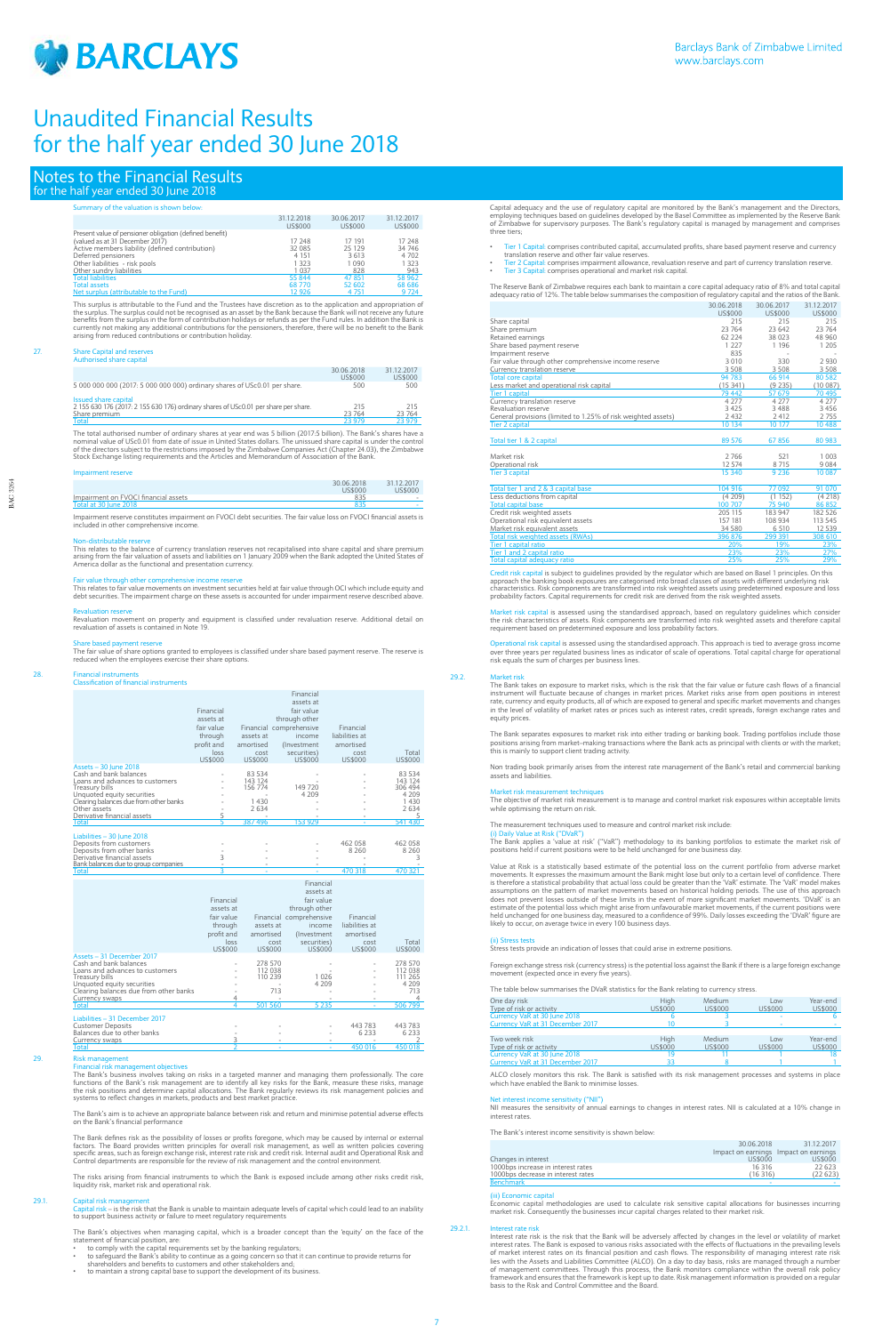# Unaudited Financial Results for the half year ended 30 June 2018

## Notes to the Financial Results for the half year ended 30 June 2018

Summary of the valuation is shown below:

| | 31.12.2018 US$000 | 30.06.2017 US$000 | 31.12.2017 US$000 |
|---|---|---|---|
| Present value of pensioner obligation (defined benefit) (valued as at 31 December 2017) | 17 248 | 17 191 | 17 248 |
| Active members liability (defined contribution) | 32 085 | 25 129 | 34 746 |
| Deferred pensioners | 4 151 | 3 613 | 4 702 |
| Other liabilities - risk pools | 1 323 | 1 090 | 1 323 |
| Other sundry liabilities | 1 037 | 828 | 943 |
| Total liabilities | 55 844 | 47 851 | 58 962 |
| Total assets | 68 770 | 52 602 | 68 686 |
| Net surplus (attributable to the Fund) | 12 926 | 4 751 | 9 724 |

This surplus is attributable to the Fund and the Trustees have discretion as to the application and appropriation of the surplus. The surplus could not be recognised as an asset by the Bank because the Bank will not receive any future benefits from the surplus in the form of contribution holidays or refunds as per the Fund rules. In addition the Bank is currently not making any additional contributions for the pensioners, therefore, there will be no benefit to the Bank arising from reduced contributions or contribution holiday.

### 27. Share Capital and reserves

Authorised share capital

| | 30.06.2018 US$000 | 31.12.2017 US$000 |
|---|---|---|
| 5 000 000 000 (2017: 5 000 000 000) ordinary shares of USc0.01 per share. | 500 | 500 |
| **Issued share capital** | | |
| 2 155 630 176 (2017: 2 155 630 176) ordinary shares of USc0.01 per share per share. | 215 | 215 |
| Share premium | 23 764 | 23 764 |
| Total | 23 979 | 23 979 |

The total authorised number of ordinary shares at year end was 5 billion (2017:5 billion). The Bank's shares have a nominal value of USc0.01 from date of issue in United States dollars. The unissued share capital is under the control of the directors subject to the restrictions imposed by the Zimbabwe Companies Act (Chapter 24:03), the Zimbabwe Stock Exchange listing requirements and the Articles and Memorandum of Association of the Bank.

Impairment reserve

| | 30.06.2018 US$000 | 31.12.2017 US$000 |
|---|---|---|
| Impairment on FVOCI financial assets | 835 | - |
| Total at 30 June 2018 | 835 | - |

Impairment reserve constitutes impairment on FVOCI debt securities. The fair value loss on FVOCI financial assets is included in other comprehensive income.

Non-distributable reserve

This relates to the balance of currency translation reserves not recapitalised into share capital and share premium arising from the fair valuation of assets and liabilities on 1 January 2009 when the Bank adopted the United States of America dollar as the functional and presentation currency.

Fair value through other comprehensive income reserve

This relates to fair value movements on investment securities held at fair value through OCI which include equity and debt securities. The impairment charge on these assets is accounted for under impairment reserve described above.

Revaluation reserve

Revaluation movement on property and equipment is classified under revaluation reserve. Additional detail on revaluation of assets is contained in Note 19.

Share based payment reserve

The fair value of share options granted to employees is classified under share based payment reserve. The reserve is reduced when the employees exercise their share options.

### 28. Financial instruments

Classification of financial instruments

| | Financial assets at fair value through profit and loss US$000 | Financial assets at amortised cost US$000 | Financial assets at fair value through other comprehensive income (Investment securities) US$000 | Financial liabilities at amortised cost US$000 | Total US$000 |
|---|---|---|---|---|---|
| **Assets – 30 June 2018** | | | | | |
| Cash and bank balances | - | 83 534 | - | - | 83 534 |
| Loans and advances to customers | - | 143 124 | - | - | 143 124 |
| Treasury bills | - | 156 774 | 149 720 | - | 306 494 |
| Unquoted equity securities | - | - | 4 209 | - | 4 209 |
| Clearing balances due from other banks | - | 1 430 | - | - | 1 430 |
| Other assets | - | 2 634 | - | - | 2 634 |
| Derivative financial assets | 5 | - | - | - | 5 |
| Total | 5 | 387 496 | 153 929 | - | 541 430 |
| **Liabilities – 30 June 2018** | | | | | |
| Deposits from customers | - | - | - | 462 058 | 462 058 |
| Deposits from other banks | - | - | - | 8 260 | 8 260 |
| Derivative financial assets | 3 | - | - | - | 3 |
| Bank balances due to group companies | - | - | - | - | - |
| Total | 3 | - | - | 470 318 | 470 321 |

| | Financial assets at fair value through profit and loss US$000 | Financial assets at amortised cost US$000 | Financial assets at fair value through other comprehensive income (Investment securities) US$000 | Financial liabilities at amortised cost US$000 | Total US$000 |
|---|---|---|---|---|---|
| **Assets – 31 December 2017** | | | | | |
| Cash and bank balances | - | 278 570 | - | - | 278 570 |
| Loans and advances to customers | - | 112 038 | - | - | 112 038 |
| Treasury bills | - | 110 239 | 1 026 | - | 111 265 |
| Unquoted equity securities | - | - | 4 209 | - | 4 209 |
| Clearing balances due from other banks | - | 713 | - | - | 713 |
| Currency swaps | 4 | - | - | - | 4 |
| Total | 4 | 501 560 | 5 235 | - | 506 799 |
| **Liabilities – 31 December 2017** | | | | | |
| Customer Deposits | - | - | - | 443 783 | 443 783 |
| Balances due to other banks | - | - | - | 6 233 | 6 233 |
| Currency swaps | 3 | - | - | - | 2 |
| Total | 2 | - | - | 450 016 | 450 018 |

### 29. Risk management

Financial risk management objectives

The Bank's business involves taking on risks in a targeted manner and managing them professionally. The core functions of the Bank's risk management are to identify all key risks for the Bank, measure these risks, manage the risk positions and determine capital allocations. The Bank regularly reviews its risk management policies and systems to reflect changes in markets, products and best market practice.

The Bank's aim is to achieve an appropriate balance between risk and return and minimise potential adverse effects on the Bank's financial performance

The Bank defines risk as the possibility of losses or profits foregone, which may be caused by internal or external factors. The Board provides written principles for overall risk management, as well as written policies covering specific areas, such as foreign exchange risk, interest rate risk and credit risk. Internal audit and Operational Risk and Control departments are responsible for the review of risk management and the control environment.

The risks arising from financial instruments to which the Bank is exposed include among other risks credit risk, liquidity risk, market risk and operational risk.

#### 29.1. Capital risk management

Capital risk – is the risk that the Bank is unable to maintain adequate levels of capital which could lead to an inability to support business activity or failure to meet regulatory requirements.

The Bank's objectives when managing capital, which is a broader concept than the 'equity' on the face of the statement of financial position, are:

- to comply with the capital requirements set by the banking regulators;
- to safeguard the Bank's ability to continue as a going concern so that it can continue to provide returns for shareholders and benefits to customers and other stakeholders and;
- to maintain a strong capital base to support the development of its business.

Capital adequacy and the use of regulatory capital are monitored by the Bank's management and the Directors, employing techniques based on guidelines developed by the Basel Committee as implemented by the Reserve Bank of Zimbabwe for supervisory purposes. The Bank's regulatory capital is managed by management and comprises three tiers;

- Tier 1 Capital: comprises contributed capital, accumulated profits, share based payment reserve and currency translation reserve and other fair value reserves.
- Tier 2 Capital: comprises impairment allowance, revaluation reserve and part of currency translation reserve.
- Tier 3 Capital: comprises operational and market risk capital.

The Reserve Bank of Zimbabwe requires each bank to maintain a core capital adequacy ratio of 8% and total capital adequacy ratio of 12%. The table below summarises the composition of regulatory capital and the ratios of the Bank.

| | 30.06.2018 US$000 | 30.06.2017 US$000 | 31.12.2017 US$000 |
|---|---|---|---|
| Share capital | 215 | 215 | 215 |
| Share premium | 23 764 | 23 642 | 23 764 |
| Retained earnings | 62 224 | 38 023 | 48 960 |
| Share based payment reserve | 1 227 | 1 196 | 1 205 |
| Impairment reserve | 835 | - | - |
| Fair value through other comprehensive income reserve | 3 010 | 330 | 2 930 |
| Currency translation reserve | 3 508 | 3 508 | 3 508 |
| Total core capital | 94 783 | 66 914 | 80 582 |
| Less market and operational risk capital | (15 341) | (9 235) | (10 087) |
| Tier 1 capital | 79 442 | 57 679 | 70 495 |
| Currency translation reserve | 4 277 | 4 277 | 4 277 |
| Revaluation reserve | 3 425 | 3 488 | 3 456 |
| General provisions (limited to 1.25% of risk weighted assets) | 2 432 | 2 412 | 2 755 |
| Tier 2 capital | 10 134 | 10 177 | 10 488 |
| | | | |
| Total tier 1 & 2 capital | 89 576 | 67 856 | 80 983 |
| | | | |
| Market risk | 2 766 | 521 | 1 003 |
| Operational risk | 12 574 | 8 715 | 9 084 |
| Tier 3 capital | 15 340 | 9 236 | 10 087 |
| | | | |
| Total tier 1 and 2 & 3 capital base | 104 916 | 77 092 | 91 070 |
| Less deductions from capital | (4 209) | (1 152) | (4 218) |
| Total capital base | 100 707 | 75 940 | 86 852 |
| Credit risk weighted assets | 205 115 | 183 947 | 182 526 |
| Operational risk equivalent assets | 157 181 | 108 934 | 113 545 |
| Market risk equivalent assets | 34 580 | 6 510 | 12 539 |
| Total risk weighted assets (RWAs) | 396 876 | 299 391 | 308 610 |
| Tier 1 capital ratio | 20% | 19% | 23% |
| Tier 1 and 2 capital ratio | 23% | 23% | 27% |
| Total capital adequacy ratio | 25% | 25% | 29% |

Credit risk capital is subject to guidelines provided by the regulator which are based on Basel 1 principles. On this approach the banking book exposures are categorised into broad classes of assets with different underlying risk characteristics. Risk components are transformed into risk weighted assets using predetermined exposure and loss probability factors. Capital requirements for credit risk are derived from the risk weighted assets.

Market risk capital is assessed using the standardised approach, based on regulatory guidelines which consider the risk characteristics of assets. Risk components are transformed into risk weighted assets and therefore capital requirement based on predetermined exposure and loss probability factors.

Operational risk capital is assessed using the standardised approach. This approach is tied to average gross income over three years per regulated business lines as indicator of scale of operations. Total capital charge for operational risk equals the sum of charges per business lines.

#### 29.2. Market risk

The Bank takes on exposure to market risks, which is the risk that the fair value or future cash flows of a financial instrument will fluctuate because of changes in market prices. Market risks arise from open positions in interest rate, currency and equity products, all of which are exposed to general and specific market movements and changes in the level of volatility of market rates or prices such as interest rates, credit spreads, foreign exchange rates and equity prices.

The Bank separates exposures to market risk into either trading or banking book. Trading portfolios include those positions arising from market-making transactions where the Bank acts as principal with clients or with the market; this is mainly to support client trading activity.

Non trading book primarily arises from the interest rate management of the Bank's retail and commercial banking assets and liabilities.

Market risk measurement techniques

The objective of market risk measurement is to manage and control market risk exposures within acceptable limits while optimising the return on risk.

The measurement techniques used to measure and control market risk include:

(i) Daily Value at Risk ("DVaR")

The Bank applies a 'value at risk' ("VaR") methodology to its banking portfolios to estimate the market risk of positions held if current positions were to be held unchanged for one business day.

Value at Risk is a statistically based estimate of the potential loss on the current portfolio from adverse market movements. It expresses the maximum amount the Bank might lose but only to a certain level of confidence. There is therefore a statistical probability that actual loss could be greater than the 'VaR' estimate. The 'VaR' model makes assumptions on the pattern of market movements based on historical holding periods. The use of this approach does not prevent losses outside of these limits in the event of more significant market movements. 'DVaR' is an estimate of the potential loss which might arise from unfavourable market movements, if the current positions were held unchanged for one business day, measured to a confidence of 99%. Daily losses exceeding the 'DVaR' figure are likely to occur, on average twice in every 100 business days.

(ii) Stress tests

Stress tests provide an indication of losses that could arise in extreme positions.

Foreign exchange stress risk (currency stress) is the potential loss against the Bank if there is a large foreign exchange movement (expected once in every five years).

The table below summarises the DVaR statistics for the Bank relating to currency stress.

| One day risk<br>Type of risk or activity | High US$000 | Medium US$000 | Low US$000 | Year-end US$000 |
|---|---|---|---|---|
| Currency VaR at 30 June 2018 | 6 | 3 | - | 6 |
| Currency VaR at 31 December 2017 | 10 | 3 | - | - |

| Two week risk<br>Type of risk or activity | High US$000 | Medium US$000 | Low US$000 | Year-end US$000 |
|---|---|---|---|---|
| Currency VaR at 30 June 2018 | 19 | 11 | 1 | 18 |
| Currency VaR at 31 December 2017 | 33 | 8 | 1 | 1 |

ALCO closely monitors this risk. The Bank is satisfied with its risk management processes and systems in place which have enabled the Bank to minimise losses.

Net interest income sensitivity ("NII")

NII measures the sensitivity of annual earnings to changes in interest rates. NII is calculated at a 10% change in interest rates.

The Bank's interest income sensitivity is shown below:

| Changes in interest | 30.06.2018 Impact on earnings US$000 | 31.12.2017 Impact on earnings US$000 |
|---|---|---|
| 1000bps increase in interest rates | 16 316 | 22 623 |
| 1000bps decrease in interest rates | (16 316) | (22 623) |
| Benchmark | - | - |

(iii) Economic capital

Economic capital methodologies are used to calculate risk sensitive capital allocations for businesses incurring market risk. Consequently the businesses incur capital charges related to their market risk.

#### 29.2.1. Interest rate risk

Interest rate risk is the risk that the Bank will be adversely affected by changes in the level or volatility of market interest rates. The Bank is exposed to various risks associated with the effects of fluctuations in the prevailing levels of market interest rates on its financial position and cash flows. The responsibility of managing interest rate risk lies with the Assets and Liabilities Committee (ALCO). On a day to day basis, risks are managed through a number of management committees. Through this process, the Bank monitors compliance within the overall risk policy framework and ensures that the framework is kept up to date. Risk management information is provided on a regular basis to the Risk and Control Committee and the Board.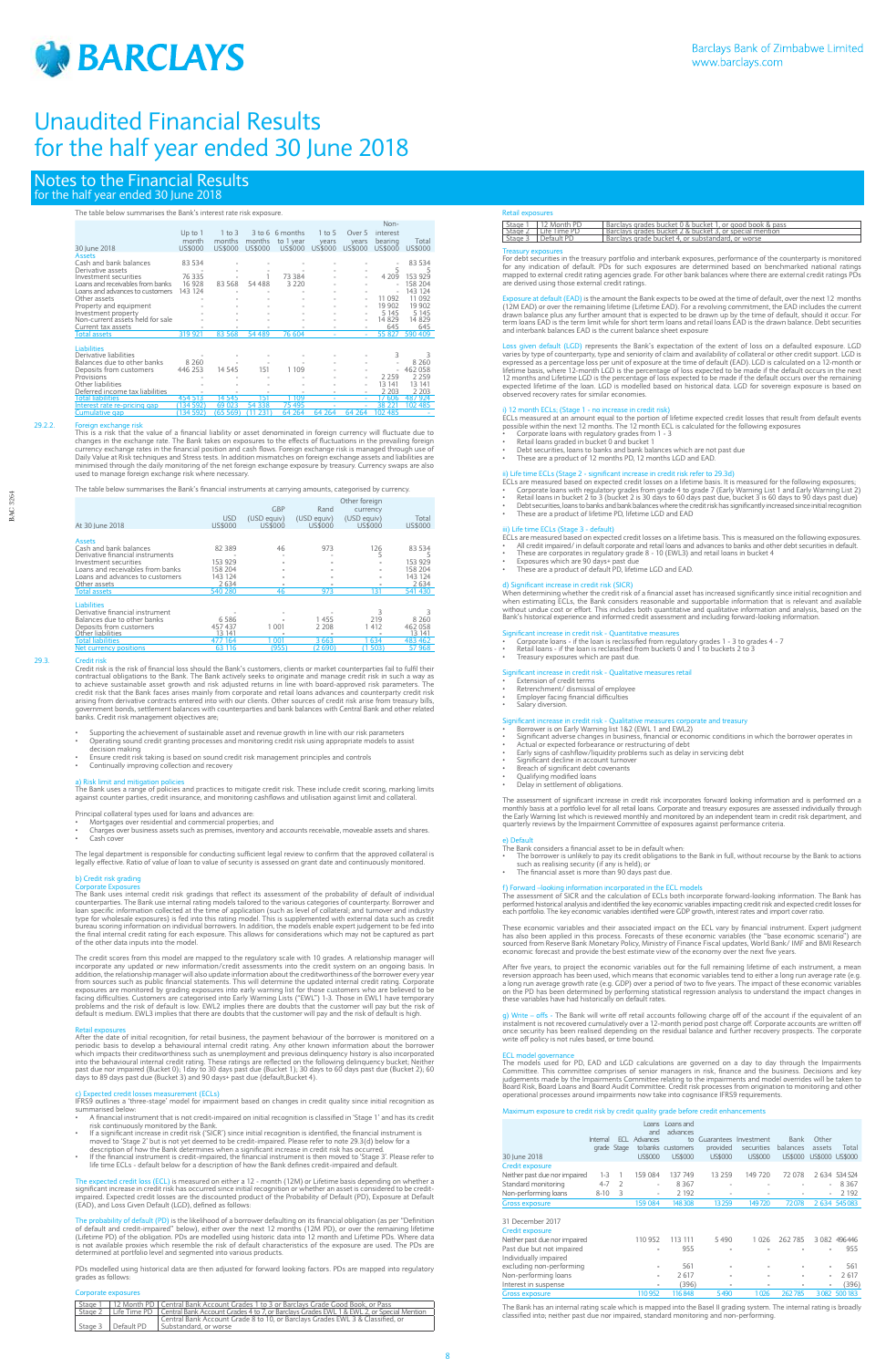# Unaudited Financial Results for the half year ended 30 June 2018

## Notes to the Financial Results for the half year ended 30 June 2018

The table below summarises the Bank's interest rate risk exposure.

| 30 June 2018 | Up to 1 month US$000 | 1 to 3 months US$000 | 3 to 6 months US$000 | 6 months to 1 year US$000 | 1 to 5 years US$000 | Over 5 years US$000 | Non-interest bearing US$000 | Total US$000 |
|---|---|---|---|---|---|---|---|---|
| **Assets** | | | | | | | | |
| Cash and bank balances | 83 534 | - | - | - | - | - | - | 83 534 |
| Derivative assets | - | - | - | - | - | - | 5 | 5 |
| Investment securities | 76 335 | - | 1 | 73 384 | - | - | 4 209 | 153 929 |
| Loans and receivables from banks | 16 928 | 83 568 | 54 488 | 3 220 | - | - | - | 158 204 |
| Loans and advances to customers | 143 124 | - | - | - | - | - | - | 143 124 |
| Other assets | - | - | - | - | - | - | 11 092 | 11 092 |
| Property and equipment | - | - | - | - | - | - | 19 902 | 19 902 |
| Investment property | - | - | - | - | - | - | 5 145 | 5 145 |
| Non-current assets held for sale | - | - | - | - | - | - | 14 829 | 14 829 |
| Current tax assets | - | - | - | - | - | - | 645 | 645 |
| **Total assets** | 319 921 | 83 568 | 54 489 | 76 604 | - | - | 55 827 | 590 409 |
| **Liabilities** | | | | | | | | |
| Derivative liabilities | - | - | - | - | - | - | 3 | 3 |
| Balances due to other banks | 8 260 | - | - | - | - | - | - | 8 260 |
| Deposits from customers | 446 253 | 14 545 | 151 | 1 109 | - | - | - | 462 058 |
| Provisions | - | - | - | - | - | - | 2 259 | 2 259 |
| Other liabilities | - | - | - | - | - | - | 13 141 | 13 141 |
| Deferred income tax liabilities | - | - | - | - | - | - | 2 203 | 2 203 |
| **Total liabilities** | 454 513 | 14 545 | 151 | 1 109 | - | - | 17 606 | 487 924 |
| **Interest rate re-pricing gap** | (134 592) | 69 023 | 54 338 | 75 495 | - | - | 38 221 | 102 485 |
| **Cumulative gap** | (134 592) | (65 569) | (11 231) | 64 264 | 64 264 | 64 264 | 102 485 | - |

29.2.2. **Foreign exchange risk**

This is a risk that the value of a financial liability or asset denominated in foreign currency will fluctuate due to changes in the exchange rate. The Bank takes on exposures to the effects of fluctuations in the prevailing foreign currency exchange rates in the financial position and cash flows. Foreign exchange risk is managed through use of Daily Value at Risk techniques and Stress tests. In addition mismatches on foreign exchange assets and liabilities are minimised through the daily monitoring of the net foreign exchange exposure by treasury. Currency swaps are also used to manage foreign exchange risk where necessary.

The table below summarises the Bank's financial instruments at carrying amounts, categorised by currency.

| At 30 June 2018 | USD US$000 | GBP (USD equiv) US$000 | Rand (USD equiv) US$000 | Other foreign currency (USD equiv) US$000 | Total US$000 |
|---|---|---|---|---|---|
| **Assets** | | | | | |
| Cash and bank balances | 82 389 | 46 | 973 | 126 | 83 534 |
| Derivative financial instruments | - | - | - | 5 | 5 |
| Investment securities | 153 929 | - | - | - | 153 929 |
| Loans and receivables from banks | 158 204 | - | - | - | 158 204 |
| Loans and advances to customers | 143 124 | - | - | - | 143 124 |
| Other assets | 2 634 | - | - | - | 2 634 |
| **Total assets** | 540 280 | 46 | 973 | 131 | 541 430 |
| **Liabilities** | | | | | |
| Derivative financial instrument | - | - | - | 3 | 3 |
| Balances due to other banks | 6 586 | - | 1 455 | 219 | 8 260 |
| Deposits from customers | 457 437 | 1 001 | 2 208 | 1 412 | 462 058 |
| Other liabilities | 13 141 | - | - | - | 13 141 |
| **Total liabilities** | 477 164 | 1 001 | 3 663 | 1 634 | 483 462 |
| **Net currency positions** | 63 116 | (955) | (2 690) | (1 503) | 57 968 |

29.3. **Credit risk**

Credit risk is the risk of financial loss should the Bank's customers, clients or market counterparties fail to fulfil their contractual obligations to the Bank. The Bank actively seeks to originate and manage credit risk in such a way as to achieve sustainable asset growth and risk adjusted returns in line with board-approved risk parameters. The credit risk that the Bank faces arises mainly from corporate and retail loans advances and counterparty credit risk arising from derivative contracts entered into with our clients. Other sources of credit risk arise from treasury bills, government bonds, settlement balances with counterparties and bank balances with Central Bank and other related banks. Credit risk management objectives are;

- Supporting the achievement of sustainable asset and revenue growth in line with our risk parameters
- Operating sound credit granting processes and monitoring credit risk using appropriate models to assist decision making
- Ensure credit risk taking is based on sound credit risk management principles and controls
- Continually improving collection and recovery

**a) Risk limit and mitigation policies**

The Bank uses a range of policies and practices to mitigate credit risk. These include credit scoring, marking limits against counter parties, credit insurance, and monitoring cashflows and utilisation against limit and collateral.

Principal collateral types used for loans and advances are:
- Mortgages over residential and commercial properties; and
- Charges over business assets such as premises, inventory and accounts receivable, moveable assets and shares.
- Cash cover

The legal department is responsible for conducting sufficient legal review to confirm that the approved collateral is legally effective. Ratio of value of loan to value of security is assessed on grant date and continuously monitored.

**b) Credit risk grading**

**Corporate Exposures**

The Bank uses internal credit risk gradings that reflect its assessment of the probability of default of individual counterparties. The Bank use internal rating models tailored to the various categories of counterparty. Borrower and loan specific information collected at the time of application (such as level of collateral; and turnover and industry type for wholesale exposures) is fed into this rating model. This is supplemented with external data such as credit bureau scoring information on individual borrowers. In addition, the models enable expert judgement to be fed into the final internal credit rating for each exposure. This allows for considerations which may not be captured as part of the other data inputs into the model.

The credit scores from this model are mapped to the regulatory scale with 10 grades. A relationship manager will incorporate any updated or new information/credit assessments into the credit system on an ongoing basis. In addition, the relationship manager will also update information about the creditworthiness of the borrower every year from sources such as public financial statements. This will determine the updated internal credit rating. Corporate exposures are monitored by grading exposures into early warning list for those customers who are believed to be facing difficulties. Customers are categorised into Early Warning Lists ("EWL") 1-3. Those in EWL1 have temporary problems and the risk of default is low. EWL2 implies there are doubts that the customer will pay but the risk of default is medium. EWL3 implies that there are doubts that the customer will pay and the risk of default is high.

**Retail exposures**

After the date of initial recognition, for retail business, the payment behaviour of the borrower is monitored on a periodic basis to develop a behavioural internal credit rating. Any other known information about the borrower which impacts their creditworthiness such as unemployment and previous delinquency history is also incorporated into the behavioural internal credit rating. These ratings are reflected on the following delinquency bucket; Neither past due nor impaired (Bucket 0); 1day to 30 days past due (Bucket 1); 30 days to 60 days past due (Bucket 2); 60 days to 89 days past due (Bucket 3) and 90 days+ past due (default,Bucket 4).

**c) Expected credit losses measurement (ECLs)**

IFRS9 outlines a 'three-stage' model for impairment based on changes in credit quality since initial recognition as summarised below:

- A financial instrument that is not credit-impaired on initial recognition is classified in 'Stage 1' and has its credit risk continuously monitored by the Bank.
- If a significant increase in credit risk ('SICR') since initial recognition is identified, the financial instrument is moved to 'Stage 2' but is not yet deemed to be credit-impaired. Please refer to note 29.3(d) below for a description of how the Bank determines when a significant increase in credit risk has occurred.
- If the financial instrument is credit-impaired, the financial instrument is then moved to 'Stage 3'. Please refer to life time ECLs - default below for a description of how the Bank defines credit-impaired and default.

The expected credit loss (ECL) is measured on either a 12 - month (12M) or Lifetime basis depending on whether a significant increase in credit risk has occurred since initial recognition or whether an asset is considered to be credit-impaired. Expected credit losses are the discounted product of the Probability of Default (PD), Exposure at Default (EAD), and Loss Given Default (LGD), defined as follows:

The probability of default (PD) is the likelihood of a borrower defaulting on its financial obligation (as per "Definition of default and credit-impaired" below), either over the next 12 months (12M PD), or over the remaining lifetime (Lifetime PD) of the obligation. PDs are modelled using historic data into 12 month and Lifetime PDs. Where data is not available proxies which resemble the risk of default characteristics of the exposure are used. The PDs are determined at portfolio level and segmented into various products.

PDs modelled using historical data are then adjusted for forward looking factors. PDs are mapped into regulatory grades as follows:

**Corporate exposures**

| Stage | PD | Grades |
|---|---|---|
| Stage 1 | 12 Month PD | Central Bank Account Grades 1 to 3 or Barclays Grade Good Book, or Pass |
| Stage 2 | Life Time PD | Central Bank Account Grades 4 to 7 or Barclays Grades EWL 1 & EWL 2, or Special Mention |
| Stage 3 | Default PD | Central Bank Account Grade 8 to 10, or Barclays Grades EWL 3 & Classified, or Substandard, or worse |

**Retail exposures**

| Stage | PD | Grades |
|---|---|---|
| Stage 1 | 12 Month PD | Barclays grades bucket 0 & bucket 1, or good book & pass |
| Stage 2 | Life Time PD | Barclays grades bucket 2 & bucket 3, or special mention |
| Stage 3 | Default PD | Barclays grade bucket 4, or substandard, or worse |

**Treasury exposures**

For debt securities in the treasury portfolio and interbank exposures, performance of the counterparty is monitored for any indication of default. PDs for such exposures are determined based on benchmarked national ratings mapped to external credit rating agencies grade. For other bank balances where there are external credit ratings PDs are derived using those external credit ratings.

Exposure at default (EAD) is the amount the Bank expects to be owed at the time of default, over the next 12 months (12M EAD) or over the remaining lifetime (Lifetime EAD). For a revolving commitment, the EAD includes the current drawn balance plus any further amount that is expected to be drawn up by the time of default, should it occur. For term loans EAD is the term limit while for short term loans and retail loans EAD is the drawn balance. Debt securities and interbank balances EAD is the current balance sheet exposure

Loss given default (LGD) represents the Bank's expectation of the extent of loss on a defaulted exposure. LGD varies by type of counterparty, type and seniority of claim and availability of collateral or other credit support. LGD is expressed as a percentage loss per unit of exposure at the time of default (EAD). LGD is calculated on a 12-month or lifetime basis, where 12-month LGD is the percentage of loss expected to be made if the default occurs in the next 12 months and Lifetime LGD is the percentage of loss expected to be made if the default occurs over the remaining expected lifetime of the loan. LGD is modelled based on historical data. LGD for sovereign exposure is based on observed recovery rates for similar economies.

**i) 12 month ECLs; (Stage 1 - no increase in credit risk)**

ECLs measured at an amount equal to the portion of lifetime expected credit losses that result from default events possible within the next 12 months. The 12 month ECL is calculated for the following exposures
- Corporate loans with regulatory grades from 1 - 3
- Retail loans graded in bucket 0 and bucket 1
- Debt securities, loans to banks and bank balances which are not past due
- These are a product of 12 months PD, 12 months LGD and EAD.

**ii) Life time ECLs (Stage 2 - significant increase in credit risk refer to 29.3d)**

ECLs are measured based on expected credit losses on a lifetime basis. It is measured for the following exposures;
- Corporate loans with regulatory grades from grade 4 to grade 7 (Early Warning List 1 and Early Warning List 2)
- Retail loans in bucket 2 to 3 (bucket 2 is 30 days to 60 days past due, bucket 3 is 60 days to 90 days past due)
- Debt securities, loans to banks and bank balances where the credit risk has significantly increased since initial recognition
- These are a product of lifetime PD, lifetime LGD and EAD

**iii) Life time ECLs (Stage 3 - default)**

ECLs are measured based on expected credit losses on a lifetime basis. It is measured on the following exposures.
- All credit impaired/ in default corporate and retail loans and advances to banks and other debt securities in default.
- These are corporates in regulatory grade 8 - 10 (EWL3) and retail loans in bucket 4
- Exposures which are 90 days+ past due
- These are a product of default PD, lifetime LGD and EAD.

**d) Significant increase in credit risk (SICR)**

When determining whether the credit risk of a financial asset has increased significantly since initial recognition and when estimating ECLs, the Bank considers reasonable and supportable information that is relevant and available without undue cost or effort. This includes both quantitative and qualitative information and analysis, based on the Bank's historical experience and informed credit assessment and including forward-looking information.

**Significant increase in credit risk - Quantitative measures**
- Corporate loans - if the loan is reclassified from regulatory grades 1 - 3 to grades 4 - 7
- Retail loans - if the loan is reclassified from buckets 0 and 1 to buckets 2 to 3
- Treasury exposures which are past due.

**Significant increase in credit risk - Qualitative measures retail**
- Extension of credit terms
- Retrenchment/ dismissal of employee
- Employer facing financial difficulties
- Salary diversion.

**Significant increase in credit risk - Qualitative measures corporate and treasury**
- Borrower is on Early Warning list 1&2 (EWL 1 and EWL2)
- Significant adverse changes in business, financial or economic conditions in which the borrower operates in
- Actual or expected forbearance or restructuring of debt
- Early signs of cashflow/liquidity problems such as delay in servicing debt
- Significant decline in account turnover
- Breach of significant debt covenants
- Qualifying modified loans
- Delay in settlement of obligations.

The assessment of significant increase in credit risk incorporates forward looking information and is performed on a monthly basis at a portfolio level for all retail loans. Corporate and treasury exposures are assessed individually through the Early Warning list which is reviewed monthly and monitored by an independent team in credit risk department, and quarterly reviews by the Impairment Committee of exposures against performance criteria.

**e) Default**

The Bank considers a financial asset to be in default when:
- The borrower is unlikely to pay its credit obligations to the Bank in full, without recourse by the Bank to actions such as realising security (if any is held); or
- The financial asset is more than 90 days past due.

**f) Forward –looking information incorporated in the ECL models**

The assessment of SICR and the calculation of ECLs both incorporate forward-looking information. The Bank has performed historical analysis and identified the key economic variables impacting credit risk and expected credit losses for each portfolio. The key economic variables identified were GDP growth, interest rates and import cover ratio.

These economic variables and their associated impact on the ECL vary by financial instrument. Expert judgment has also been applied in this process. Forecasts of these economic variables (the "base economic scenario") are sourced from Reserve Bank Monetary Policy, Ministry of Finance Fiscal updates, World Bank/ IMF and BMI Research economic forecast and provide the best estimate view of the economy over the next five years.

After five years, to project the economic variables out for the full remaining lifetime of each instrument, a mean reversion approach has been used, which means that economic variables tend to either a long run average rate (e.g. a long run average growth rate (e.g. GDP) over a period of two to five years. The impact of these economic variables on the PD has been determined by performing statistical regression analysis to understand the impact changes in these variables have had historically on default rates.

**g) Write – offs** - The Bank will write off retail accounts following charge off of the account if the equivalent of an instalment is not recovered cumulatively over a 12-month period post charge off. Corporate accounts are written off once security has been realised depending on the residual balance and further recovery prospects. The corporate write off policy is not rules based, or time bound.

**ECL model governance**

The models used for PD, EAD and LGD calculations are governed on a day to day through the Impairments Committee. This committee comprises of senior managers in risk, finance and the business. Decisions and key judgements made by the Impairments Committee relating to the impairments and model overrides will be taken to Board Risk, Board Loans and Board Audit Committee. Credit risk processes from origination to monitoring and other operational processes around impairments now take into cognisance IFRS9 requirements.

**Maximum exposure to credit risk by credit quality grade before credit enhancements**

| 30 June 2018 | Internal grade | ECL Stage | Loans and Advances to banks US$000 | Loans and advances to customers US$000 | Guarantees provided US$000 | Investment securities US$000 | Bank balances US$000 | Other assets US$000 | Total US$000 |
|---|---|---|---|---|---|---|---|---|---|
| **Credit exposure** | | | | | | | | | |
| Neither past due nor impaired | 1-3 | 1 | 159 084 | 137 749 | 13 259 | 149 720 | 72 078 | 2 634 | 534 524 |
| Standard monitoring | 4-7 | 2 | - | 8 367 | - | - | - | - | 8 367 |
| Non-performing loans | 8-10 | 3 | - | 2 192 | - | - | - | - | 2 192 |
| **Gross exposure** | | | 159 084 | 148 308 | 13 259 | 149 720 | 72 078 | 2 634 | 545 083 |
| **31 December 2017** | | | | | | | | | |
| **Credit exposure** | | | | | | | | | |
| Neither past due nor impaired | | | 110 952 | 113 111 | 5 490 | 1 026 | 262 785 | 3 082 | 496 446 |
| Past due but not impaired | | | - | 955 | - | - | - | - | 955 |
| Individually impaired excluding non-performing | | | - | 561 | - | - | - | - | 561 |
| Non-performing loans | | | - | 2 617 | - | - | - | - | 2 617 |
| Interest in suspense | | | - | (396) | - | - | - | - | (396) |
| **Gross exposure** | | | 110 952 | 116 848 | 5 490 | 1 026 | 262 785 | 3 082 | 500 183 |

The Bank has an internal rating scale which is mapped into the Basel II grading system. The internal rating is broadly classified into; neither past due nor impaired, standard monitoring and non-performing.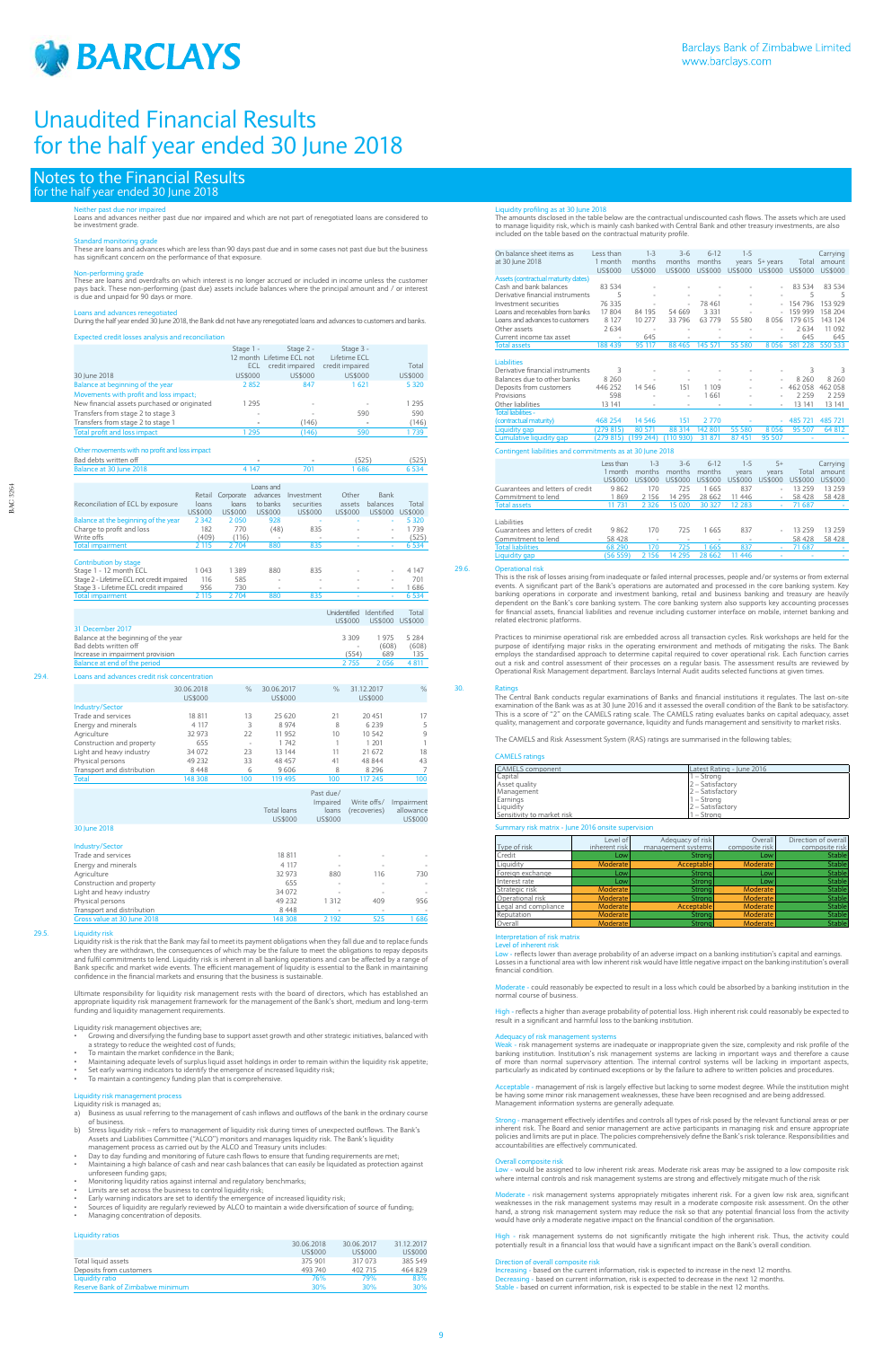# Unaudited Financial Results for the half year ended 30 June 2018

## Notes to the Financial Results for the half year ended 30 June 2018

**Neither past due nor impaired**
Loans and advances neither past due nor impaired and which are not part of renegotiated loans are considered to be investment grade.

**Standard monitoring grade**
These are loans and advances which are less than 90 days past due and in some cases not past due but the business has significant concern on the performance of that exposure.

**Non-performing grade**
These are loans and overdrafts on which interest is no longer accrued or included in income unless the customer pays back. These non-performing (past due) assets include balances where the principal amount and / or interest is due and unpaid for 90 days or more.

**Loans and advances renegotiated**
During the half year ended 30 June 2018, the Bank did not have any renegotiated loans and advances to customers and banks.

**Expected credit losses analysis and reconciliation**

| 30 June 2018 | Stage 1 - 12 month ECL US$000 | Stage 2 - Lifetime ECL not credit impaired US$000 | Stage 3 - Lifetime ECL credit impaired US$000 | Total US$000 |
|---|---|---|---|---|
| Balance at beginning of the year | 2 852 | 847 | 1 621 | 5 320 |
| Movements with profit and loss impact; | | | | |
| New financial assets purchased or originated | 1 295 | - | - | 1 295 |
| Transfers from stage 2 to stage 3 | - | - | 590 | 590 |
| Transfers from stage 2 to stage 1 | - | (146) | - | (146) |
| Total profit and loss impact | 1 295 | (146) | 590 | 1 739 |
| Other movements with no profit and loss impact | | | | |
| Bad debts written off | - | - | (525) | (525) |
| Balance at 30 June 2018 | 4 147 | 701 | 1 686 | 6 534 |

| Reconciliation of ECL by exposure | Retail loans US$000 | Corporate loans US$000 | Loans and advances to banks US$000 | Investment securities US$000 | Other assets US$000 | Bank balances US$000 | Total US$000 |
|---|---|---|---|---|---|---|---|
| Balance at the beginning of the year | 2 342 | 2 050 | 928 | - | - | - | 5 320 |
| Charge to profit and loss | 182 | 770 | (48) | 835 | - | - | 1 739 |
| Write offs | (409) | (116) | - | - | - | - | (525) |
| Total impairment | 2 115 | 2 704 | 880 | 835 | - | - | 6 534 |
| **Contribution by stage** | | | | | | | |
| Stage 1 - 12 month ECL | 1 043 | 1 389 | 880 | 835 | - | - | 4 147 |
| Stage 2 - Lifetime ECL not credit impaired | 116 | 585 | - | - | - | - | 701 |
| Stage 3 - Lifetime ECL credit impaired | 956 | 730 | - | - | - | - | 1 686 |
| Total impairment | 2 115 | 2 704 | 880 | 835 | - | - | 6 534 |

| 31 December 2017 | Unidentified US$000 | Identified US$000 | Total US$000 |
|---|---|---|---|
| Balance at the beginning of the year | 3 309 | 1 975 | 5 284 |
| Bad debts written off | - | (608) | (608) |
| Increase in impairment provision | (554) | 689 | 135 |
| Balance at end of the period | 2 755 | 2 056 | 4 811 |

### 29.4. Loans and advances credit risk concentration

| | 30.06.2018 US$000 | % | 30.06.2017 US$000 | % | 31.12.2017 US$000 | % |
|---|---|---|---|---|---|---|
| Industry/Sector | | | | | | |
| Trade and services | 18 811 | 13 | 25 620 | 21 | 20 451 | 17 |
| Energy and minerals | 4 117 | 3 | 8 974 | 8 | 6 239 | 5 |
| Agriculture | 32 973 | 22 | 11 952 | 10 | 10 542 | 9 |
| Construction and property | 655 | - | 1 742 | 1 | 1 201 | 1 |
| Light and heavy industry | 34 072 | 23 | 13 144 | 11 | 21 672 | 18 |
| Physical persons | 49 232 | 33 | 48 457 | 41 | 48 844 | 43 |
| Transport and distribution | 8 448 | 6 | 9 606 | 8 | 8 296 | 7 |
| Total | 148 308 | 100 | 119 495 | 100 | 117 245 | 100 |

| 30 June 2018 | Total loans US$000 | Past due/ Impaired loans US$000 | Write offs/ (recoveries) | Impairment allowance US$000 |
|---|---|---|---|---|
| Industry/Sector | | | | |
| Trade and services | 18 811 | - | - | - |
| Energy and minerals | 4 117 | - | - | - |
| Agriculture | 32 973 | 880 | 116 | 730 |
| Construction and property | 655 | - | - | - |
| Light and heavy industry | 34 072 | - | - | - |
| Physical persons | 49 232 | 1 312 | 409 | 956 |
| Transport and distribution | 8 448 | - | - | - |
| Gross value at 30 June 2018 | 148 308 | 2 192 | 525 | 1 686 |

### 29.5. Liquidity risk

Liquidity risk is the risk that the Bank may fail to meet its payment obligations when they fall due and to replace funds when they are withdrawn, the consequences of which may be the failure to meet the obligations to repay deposits and fulfill commitments to lend. Liquidity risk is inherent in all banking operations and can be affected by a range of Bank specific and market wide events. The efficient management of liquidity is essential to the Bank in maintaining confidence in the financial markets and ensuring that the business is sustainable.

Ultimate responsibility for liquidity risk management rests with the board of directors, which has established an appropriate liquidity risk management framework for the management of the Bank's short, medium and long-term funding and liquidity management requirements.

Liquidity risk management objectives are;
- Growing and diversifying the funding base to support asset growth and other strategic initiatives, balanced with a strategy to reduce the weighted cost of funds;
- To maintain the market confidence in the Bank;
- Maintaining adequate levels of surplus liquid asset holdings in order to remain within the liquidity risk appetite;
- Set early warning indicators to identify the emergence of increased liquidity risk;
- To maintain a contingency funding plan that is comprehensive.

**Liquidity risk management process**
Liquidity risk is managed as;
a) Business as usual referring to the management of cash inflows and outflows of the bank in the ordinary course of business.
b) Stress liquidity risk – refers to management of liquidity risk during times of unexpected outflows. The Bank's Assets and Liabilities Committee ("ALCO") monitors and manages liquidity risk. The Bank's liquidity management process as carried out by the ALCO and Treasury units includes:
- Day to day funding and monitoring of future cash flows to ensure that funding requirements are met;
- Maintaining a high balance of cash and near cash balances that can easily be liquidated as protection against unforeseen funding gaps;
- Monitoring liquidity ratios against internal and regulatory benchmarks;
- Limits are set across the business to control liquidity risk;
- Early warning indicators are set to identify the emergence of increased liquidity risk;
- Sources of liquidity are regularly reviewed by ALCO to maintain a wide diversification of source of funding;
- Managing concentration of deposits.

**Liquidity ratios**

| | 30.06.2018 US$000 | 30.06.2017 US$000 | 31.12.2017 US$000 |
|---|---|---|---|
| Total liquid assets | 375 901 | 317 073 | 385 549 |
| Deposits from customers | 493 740 | 402 715 | 464 829 |
| Liquidity ratio | 76% | 79% | 83% |
| Reserve Bank of Zimbabwe minimum | 30% | 30% | 30% |

**Liquidity profiling as at 30 June 2018**
The amounts disclosed in the table below are the contractual undiscounted cash flows. The assets which are used to manage liquidity risk, which is mainly cash banked with Central Bank and other treasury investments, are also included on the table based on the contractual maturity profile.

| On balance sheet items as at 30 June 2018 | Less than 1 month US$000 | 1-3 months US$000 | 3-6 months US$000 | 6-12 months US$000 | 1-5 years US$000 | 5+ years US$000 | Total US$000 | Carrying amount US$000 |
|---|---|---|---|---|---|---|---|---|
| Assets (contractual maturity dates) | | | | | | | | |
| Cash and bank balances | 83 534 | - | - | - | - | - | 83 534 | 83 534 |
| Derivative financial instruments | 5 | - | - | - | - | - | 5 | 5 |
| Investment securities | 76 335 | - | - | 78 461 | - | - | 154 796 | 153 929 |
| Loans and receivables from banks | 17 804 | 84 195 | 54 669 | 3 331 | - | - | 159 999 | 158 204 |
| Loans and advances to customers | 8 127 | 10 277 | 33 796 | 63 779 | 55 580 | 8 056 | 179 615 | 143 124 |
| Other assets | 2 634 | - | - | - | - | - | 2 634 | 11 092 |
| Current income tax asset | - | 645 | - | - | - | - | 645 | 645 |
| Total assets | 188 439 | 95 117 | 88 465 | 145 571 | 55 580 | 8 056 | 581 228 | 550 533 |
| Liabilities | | | | | | | | |
| Derivative financial instruments | 3 | - | - | - | - | - | 3 | 3 |
| Balances due to other banks | 8 260 | - | - | - | - | - | 8 260 | 8 260 |
| Deposits from customers | 446 252 | 14 546 | 151 | 1 109 | - | - | 462 058 | 462 058 |
| Provisions | 598 | - | - | 1 661 | - | - | 2 259 | 2 259 |
| Other liabilities | 13 141 | - | - | - | - | - | 13 141 | 13 141 |
| Total liabilities - (contractual maturity) | 468 254 | 14 546 | 151 | 2 770 | - | - | 485 721 | 485 721 |
| Liquidity gap | (279 815) | 80 571 | 88 314 | 142 801 | 55 580 | 8 056 | 95 507 | 64 812 |
| Cumulative liquidity gap | (279 815) | (199 244) | (110 930) | 31 871 | 87 451 | 95 507 | - | - |

**Contingent liabilities and commitments as at 30 June 2018**

| | Less than 1 month US$000 | 1-3 months US$000 | 3-6 months US$000 | 6-12 months US$000 | 1-5 years US$000 | 5+ years US$000 | Total US$000 | Carrying amount US$000 |
|---|---|---|---|---|---|---|---|---|
| Guarantees and letters of credit | 9 862 | 170 | 725 | 1 665 | 837 | - | 13 259 | 13 259 |
| Commitment to lend | 1 869 | 2 156 | 14 295 | 28 662 | 11 446 | - | 58 428 | 58 428 |
| Total assets | 11 731 | 2 326 | 15 020 | 30 327 | 12 283 | - | 71 687 | - |
| Liabilities | | | | | | | | |
| Guarantees and letters of credit | 9 862 | 170 | 725 | 1 665 | 837 | - | 13 259 | 13 259 |
| Commitment to lend | 58 428 | - | - | - | - | - | 58 428 | 58 428 |
| Total liabilities | 68 290 | 170 | 725 | 1 665 | 837 | - | 71 687 | - |
| Liquidity gap | (56 559) | 2 156 | 14 295 | 28 662 | 11 446 | - | - | - |

### 29.6. Operational risk

This is the risk of losses arising from inadequate or failed internal processes, people and/or systems or from external events. A significant part of the Bank's operations are automated and processed in the core banking system. Key banking operations in corporate and investment banking, retail and business banking and treasury are heavily dependent on the core banking system. The core banking system also supports key accounting processes for financial assets, financial liabilities and revenue including customer interface on mobile, internet banking and related electronic platforms.

Practices to minimise operational risk are embedded across all transaction cycles. Risk workshops are held for the purpose of identifying major risks in the operating environment and methods of mitigating the risks. The Bank employs the standardised approach to determine capital required to cover operational risk. Each function carries out a risk and control assessment of their processes on a regular basis. The assessment results are reviewed by Operational Risk Management department. Barclays Internal Audit audits selected functions at given times.

### 30. Ratings

The Central Bank conducts regular examinations of Banks and financial institutions it regulates. The last on-site examination of the Bank was as at 30 June 2016 and it assessed the overall condition of the Bank to be satisfactory. This is a score of "2" on the CAMELS rating scale. The CAMELS rating evaluates banks on capital adequacy, asset quality, management and corporate governance, liquidity and funds management and sensitivity to market risks.

The CAMELS and Risk Assessment System (RAS) ratings are summarised in the following tables;

**CAMELS ratings**

| CAMELS component | Latest Rating - June 2016 |
|---|---|
| Capital | 1 – Strong |
| Asset quality | 2 – Satisfactory |
| Management | 2 – Satisfactory |
| Earnings | 1 – Strong |
| Liquidity | 2 – Satisfactory |
| Sensitivity to market risk | 1 – Strong |

**Summary risk matrix - June 2016 onsite supervision**

| Type of risk | Level of inherent risk | Adequacy of risk management systems | Overall composite risk | Direction of overall composite risk |
|---|---|---|---|---|
| Credit | Low | Strong | Low | Stable |
| Liquidity | Moderate | Acceptable | Moderate | Stable |
| Foreign exchange | Low | Strong | Low | Stable |
| Interest rate | Low | Strong | Low | Stable |
| Strategic risk | Moderate | Strong | Moderate | Stable |
| Operational risk | Moderate | Strong | Moderate | Stable |
| Legal and compliance | Moderate | Acceptable | Moderate | Stable |
| Reputation | Moderate | Strong | Moderate | Stable |
| Overall | Moderate | Strong | Moderate | Stable |

**Interpretation of risk matrix**

**Level of inherent risk**

Low - reflects lower than average probability of an adverse impact on a banking institution's capital and earnings. Losses in a functional area with low inherent risk would have little negative impact on the banking institution's overall financial condition.

Moderate - could reasonably be expected to result in a loss which could be absorbed by a banking institution in the normal course of business.

High - reflects a higher than average probability of potential loss. High inherent risk could reasonably be expected to result in a significant and harmful loss to the banking institution.

**Adequacy of risk management systems**

Weak - risk management systems are inadequate or inappropriate given the size, complexity and risk profile of the banking institution. Institution's risk management systems are lacking in important ways and therefore a cause of more than normal supervisory attention. The internal control systems will be lacking in important aspects, particularly as indicated by continued exceptions or by the failure to adhere to written policies and procedures.

Acceptable - management of risk is largely effective but lacking to some modest degree. While the institution might be having some minor risk management weaknesses, these have been recognised and are being addressed. Management information systems are generally adequate.

Strong - management effectively identifies and controls all types of risk posed by the relevant functional areas or per inherent risk. The Board and senior management are active participants in managing risk and ensure appropriate policies and limits are put in place. The policies comprehensively define the Bank's risk tolerance. Responsibilities and accountabilities are effectively communicated.

**Overall composite risk**

Low - would be assigned to low inherent risk areas. Moderate risk areas may be assigned to a low composite risk where internal controls and risk management systems are strong and effectively mitigate much of the risk.

Moderate - risk management systems appropriately mitigates inherent risk. For a given low risk area, significant weaknesses in the risk management systems may result in a moderate composite risk assessment. On the other hand, a strong risk management system may reduce the risk so that any potential financial loss from the activity would have only a moderate negative impact on the financial condition of the organisation.

High - risk management systems do not significantly mitigate the high inherent risk. Thus, the activity could potentially result in a financial loss that would have a significant impact on the Bank's overall condition.

**Direction of overall composite risk**

Increasing - based on the current information, risk is expected to increase in the next 12 months.
Decreasing - based on current information, risk is expected to decrease in the next 12 months.
Stable - based on current information, risk is expected to be stable in the next 12 months.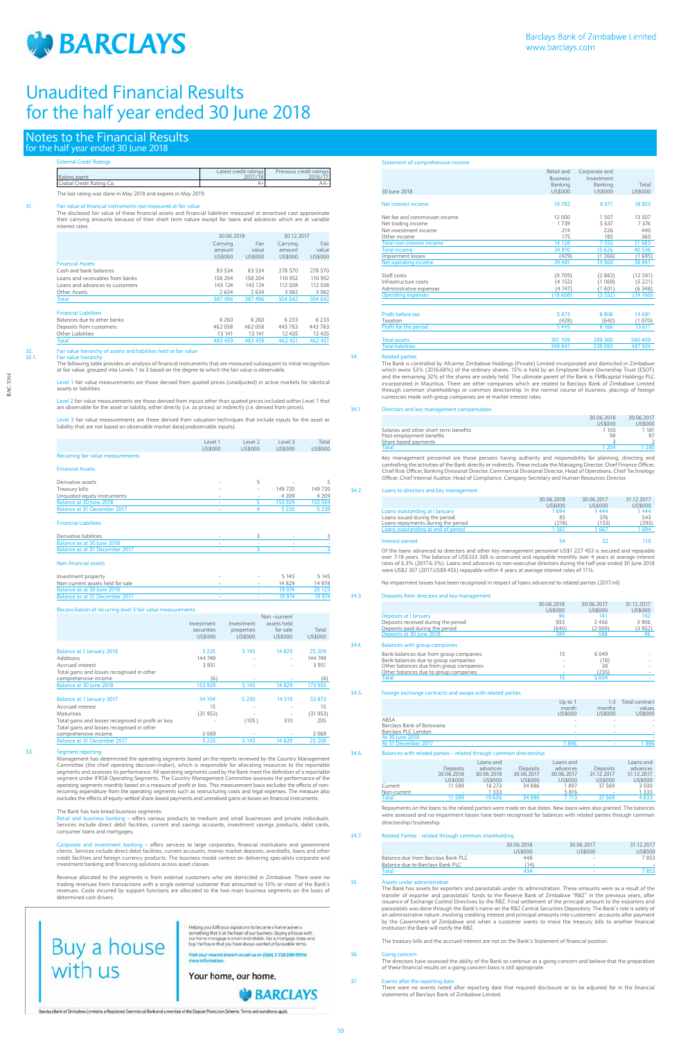# Unaudited Financial Results for the half year ended 30 June 2018

## Notes to the Financial Results for the half year ended 30 June 2018

External Credit Ratings

| Rating agent | Latest credit ratings 2017/18 | Previous credit ratings 2016/17 |
|---|---|---|
| Global Credit Rating Co. | A+ | AA- |

The last rating was done in May 2018 and expires in May 2019.

**31. Fair value of financial instruments not measured at fair value**

The disclosed fair value of these financial assets and financial liabilities measured at amortised cost approximate their carrying amounts because of their short term nature except for loans and advances which are at variable interest rates.

| | 30.06.2018 Carrying amount US$000 | 30.06.2018 Fair value US$000 | 30.12.2017 Carrying amount US$000 | 30.12.2017 Fair value US$000 |
|---|---|---|---|---|
| **Financial Assets** | | | | |
| Cash and bank balances | 83 534 | 83 534 | 278 570 | 278 570 |
| Loans and receivables from banks | 158 204 | 158 204 | 110 952 | 110 952 |
| Loans and advances to customers | 143 124 | 143 124 | 112 038 | 112 038 |
| Other Assets | 2 634 | 2 634 | 3 082 | 3 082 |
| Total | 387 496 | 387 496 | 504 642 | 504 642 |
| **Financial Liabilities** | | | | |
| Balances due to other banks | 8 260 | 8 260 | 6 233 | 6 233 |
| Deposits from customers | 462 058 | 462 058 | 443 783 | 443 783 |
| Other Liabilities | 13 141 | 13 141 | 12 435 | 12 435 |
| Total | 483 459 | 483 459 | 462 451 | 462 451 |

**32. Fair value hierarchy of assets and liabilities held at fair value**

**32.1. Fair value hierarchy**

The following table provides an analysis of financial instruments that are measured subsequent to initial recognition at fair value, grouped into Levels 1 to 3 based on the degree to which the fair value is observable.

Level 1 fair value measurements are those derived from quoted prices (unadjusted) in active markets for identical assets or liabilities.

Level 2 fair value measurements are those derived from inputs other than quoted prices included within Level 1 that are observable for the asset or liability, either directly (i.e. as prices) or indirectly (i.e. derived from prices).

Level 3 fair value measurements are those derived from valuation techniques that include inputs for the asset or liability that are not based on observable market data(unobservable inputs).

| | Level 1 US$000 | Level 2 US$000 | Level 3 US$000 | Total US$000 |
|---|---|---|---|---|
| **Recurring fair value measurements** | | | | |
| **Financial Assets** | | | | |
| Derivative assets | - | 5 | - | 5 |
| Treasury bills | - | - | 149 720 | 149 720 |
| Unquoted equity instruments | - | - | 4 209 | 4 209 |
| Balance at 30 June 2018 | - | 5 | 153 929 | 153 934 |
| Balance at 31 December 2017 | - | 4 | 5 235 | 5 239 |
| **Financial Liabilities** | | | | |
| Derivative liabilities | - | 3 | - | 3 |
| Balance as at 30 June 2018 | - | - | - | - |
| Balance as at 31 December 2017 | - | 3 | - | 3 |
| **Non-financial assets** | | | | |
| Investment property | - | - | 5 145 | 5 145 |
| Non-current assets held for sale | - | - | 14 829 | 14 978 |
| Balance as at 30 June 2018 | - | - | 19 974 | 20 123 |
| Balance as at 31 December 2017 | - | - | 19 974 | 19 974 |

Reconciliation of recurring level 3 fair value measurements

| | Investment securities US$000 | Investment properties US$000 | Non –current assets held for sale US$000 | Total US$000 |
|---|---|---|---|---|
| Balance at 1 January 2018 | 5 235 | 5 145 | 14 829 | 25 209 |
| Additions | 144 749 | - | - | 144 749 |
| Accrued interest | 3 951 | - | - | 3 951 |
| Total gains and losses recognised in other comprehensive income | (6) | - | - | (6) |
| Balance at 30 June 2018 | 153 929 | 5 145 | 14 829 | 173 903 |
| Balance at 1 January 2017 | 34 104 | 5 250 | 14 519 | 53 873 |
| Accrued interest | 15 | - | - | 15 |
| Maturities | (31 953) | - | - | (31 953) |
| Total gains and losses recognised in profit or loss | - | (105) | 310 | 205 |
| Total gains and losses recognised in other comprehensive income | 3 069 | - | - | 3 069 |
| Balance at 31 December 2017 | 5 235 | 5 145 | 14 829 | 25 209 |

**33. Segment reporting**

Management has determined the operating segments based on the reports reviewed by the Country Management Committee (the chief operating decision-maker), which is responsible for allocating resources to the reportable segments and assesses its performance. All operating segments used by the Bank meet the definition of a reportable segment under IFRS8 Operating Segments. The Country Management Committee assesses the performance of the operating segments monthly based on a measure of profit or loss. This measurement basis excludes the effects of non-recurring expenditure from the operating segments such as restructuring costs and legal expenses. The measure also excludes the effects of equity-settled share-based payments and unrealised gains or losses on financial instruments.

The Bank has two broad business segments:

Retail and business banking – offers various products to medium and small businesses and private individuals. Services include direct debit facilities, current and savings accounts, investment savings products, debit cards, consumer loans and mortgages;

Corporate and investment banking – offers services to large corporates, financial institutions and government clients. Services include direct debit facilities, current accounts, money market deposits, overdrafts, loans and other credit facilities and foreign currency products. The business model centres on delivering specialist corporate and investment banking and financing solutions across asset classes.

Revenue allocated to the segments is from external customers who are domiciled in Zimbabwe. There were no trading revenues from transactions with a single external customer that amounted to 10% or more of the Bank's revenues. Costs incurred by support functions are allocated to the two main business segments on the basis of determined cost drivers.

Buy a house with us

Helping you fulfil your aspirations to become a home owner is something that is at the heart of our business. Buying a house with our home mortgage is smart and reliable. Get a mortgage today and buy the house that you have always wanted at favourable terms.

Visit your nearest branch or call us on (024) 2 758 280-99 for more information.

Your home, our home.

BARCLAYS

Barclays Bank of Zimbabwe Limited is a Registered Commercial Bank and a member of the Deposit Protection Scheme. Terms and conditions apply.

Statement of comprehensive income

| 30 June 2018 | Retail and Business Banking US$000 | Corporate and Investment Banking US$000 | Total US$000 |
|---|---|---|---|
| Net interest income | 10 782 | 8 071 | 18 853 |
| Net fee and commission income | 12 000 | 1 507 | 13 507 |
| Net trading income | 1 739 | 5 637 | 7 376 |
| Net investment income | 214 | 226 | 440 |
| Other income | 175 | 185 | 360 |
| Total non-interest income | 14 128 | 7 555 | 21 683 |
| Total income | 24 910 | 15 626 | 40 536 |
| Impairment losses | (429) | (1 266) | (1 695) |
| Net operating income | 24 481 | 14 360 | 38 841 |
| Staff costs | (9 709) | (2 882) | (12 591) |
| Infrastructure costs | (4 152) | (1 069) | (5 221) |
| Administrative expenses | (4 747) | (1 601) | (6 348) |
| Operating expenses | (18 608) | (5 552) | (24 160) |
| Profit before tax | 5 873 | 8 808 | 14 681 |
| Taxation | (428) | (642) | (1 070) |
| Profit for the period | 5 445 | 8 166 | 13 611 |
| Total assets | 301 109 | 289 300 | 590 409 |
| Total liabilities | 248 841 | 239 083 | 487 924 |

**34. Related parties**

The Bank is controlled by Afcarme Zimbabwe Holdings (Private) Limited incorporated and domiciled in Zimbabwe which owns 53% (2016:68%) of the ordinary shares. 15% is held by an Employee Share Ownership Trust (ESOT) and the remaining 32% of the shares are widely held. The ultimate parent of the Bank is FMBcapital Holdings PLC incorporated in Mauritius. There are other companies which are related to Barclays Bank of Zimbabwe Limited through common shareholdings or common directorship. In the normal course of business, placings of foreign currencies made with group companies are at market interest rates.

**34.1. Directors and key management compensation**

| | 30.06.2018 US$000 | 30.06.2017 US$000 |
|---|---|---|
| Salaries and other short term benefits | 1 103 | 1 181 |
| Post-employment benefits | 98 | 97 |
| Share based payments | 3 | 2 |
| Total | 1 204 | 1 280 |

Key management personnel are those persons having authority and responsibility for planning, directing and controlling the activities of the Bank directly or indirectly. These include the Managing Director, Chief Finance Officer, Chief Risk Officer, Banking Divisional Director, Commercial Divisional Director, Head of Operations, Chief Technology Officer, Chief Internal Auditor, Head of Compliance, Company Secretary and Human Resources Director.

**34.2. Loans to directors and key management**

| | 30.06.2018 US$000 | 30.06.2017 US$000 | 31.12.2017 US$000 |
|---|---|---|---|
| Loans outstanding at I January | 1 694 | 1 444 | 1 444 |
| Loans issued during the period | 85 | 376 | 543 |
| Loans repayments during the period | (218) | (153) | (293) |
| Loans outstanding at end of period | 1 561 | 1 667 | 1 694 |
| Interest earned | 54 | 52 | 110 |

Of the loans advanced to directors and other key management personnel US$1 227 453 is secured and repayable over 7-18 years. The balance of US$333 369 is unsecured and repayable monthly over 4 years at average interest rates of 6.3% (2017:6.3%). Loans and advances to non-executive directors during the half year ended 30 June 2018 were US$2 357 (2017:US$9 455) repayable within 4 years at average interest rates of 11%.

No impairment losses have been recognised in respect of loans advanced to related parties (2017:nil)

**34.3. Deposits from directors and key management**

| | 30.06.2018 US$000 | 30.06.2017 US$000 | 31.12.2017 US$000 |
|---|---|---|---|
| Deposits at I January | 96 | 141 | 142 |
| Deposits received during the period | 933 | 2 456 | 3 906 |
| Deposits paid during the period | (640) | (2 009) | (3 952) |
| Deposits at 30 June 2018 | 389 | 588 | 96 |

**34.4. Balances with group companies**

| | 30.06.2018 | 30.06.2017 | 31.12.2017 |
|---|---|---|---|
| Bank balances due from group companies | 15 | 6 049 | - |
| Bank balances due to group companies | - | (18) | - |
| Other balances due from group companies | - | 38 | - |
| Other balances due to group companies | - | (235) | - |
| Total | 15 | 5 834 | - |

**34.5. Foreign exchange contracts and swaps with related parties**

| | Up to 1 month US$000 | 1-3 months US$000 | Total contract values US$000 |
|---|---|---|---|
| ABSA | - | - | - |
| Barclays Bank of Botswana | - | - | - |
| Barclays PLC London | - | - | - |
| At 30 June 2018 | - | - | - |
| At 31 December 2017 | 1 896 | - | 1 896 |

**34.6. Balances with related parties – related through common directorship**

| | Deposits 30.06.2018 US$000 | Loans and advances 30.06.2018 US$000 | Deposits 30.06.2017 US$000 | Loans and advances 30.06.2017 US$000 | Deposits 31.12.2017 US$000 | Loans and advances 31.12.2017 US$000 |
|---|---|---|---|---|---|---|
| Current | 11 589 | 18 273 | 34 886 | 1 897 | 37 569 | 3 500 |
| Non-current | - | 1 333 | - | 5 816 | - | 1 333 |
| Total | 11 589 | 19 606 | 34 886 | 7 713 | 37 569 | 4 833 |

Repayments on the loans to the related parties were made on due dates. New loans were also granted. The balances were assessed and no impairment losses have been recognised for balances with related parties through common directorship/trusteeship.

**34.7. Related Parties - related through common shareholding**

| | 30.06.2018 US$000 | 30.06.2017 US$000 | 31.12.2017 US$000 |
|---|---|---|---|
| Balance due from Barclays Bank PLC | 448 | - | 7 853 |
| Balance due to Barclays Bank PLC | (14) | - | - |
| Total | 434 | - | 7 853 |

**35. Assets under administration**

The Bank has assets for exporters and parastatals under its administration. These amounts were as a result of the transfer of exporter and parastatals' funds to the Reserve Bank of Zimbabwe "RBZ" in the previous years, after issuance of Exchange Control Directives by the RBZ. Final settlement of the principal amount to the exporters and parastatals was done through the Bank's name on the RBZ Central Securities Depository. The Bank's role is solely of an administrative nature, involving crediting interest and principal amounts into customers' accounts after payment by the Government of Zimbabwe and when a customer wants to move the treasury bills to another financial institution the Bank will notify the RBZ.

The treasury bills and the accrued interest are not on the Bank's Statement of financial position.

**36. Going concern**

The directors have assessed the ability of the Bank to continue as a going concern and believe that the preparation of these financial results on a going concern basis is still appropriate.

**37. Events after the reporting date**

There were no events noted after reporting date that required disclosure or to be adjusted for in the financial statements of Barclays Bank of Zimbabwe Limited.